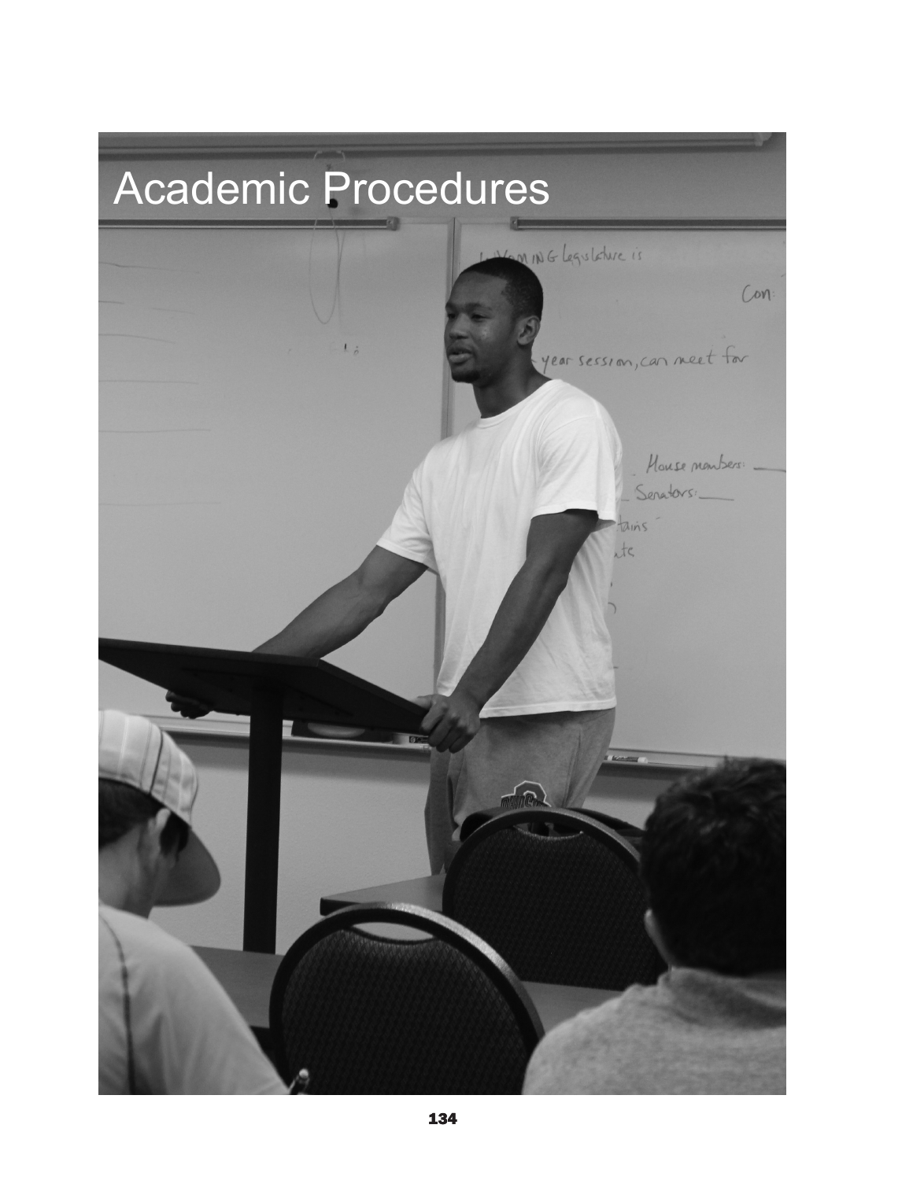# Academic Procedures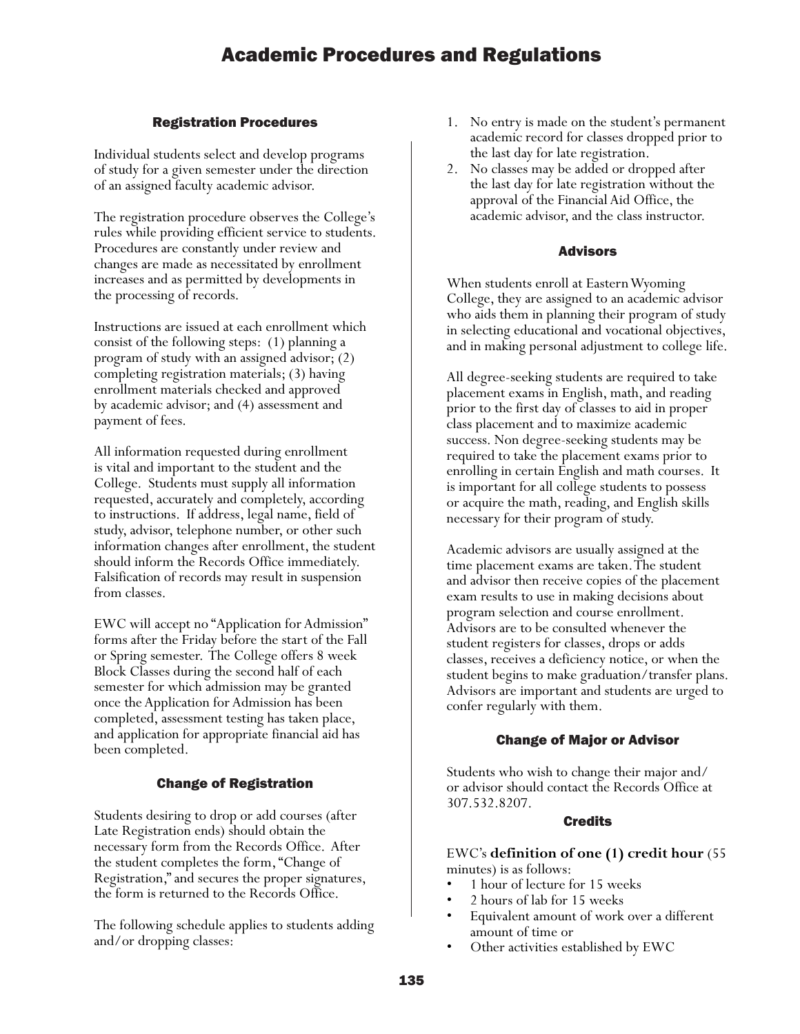# Academic Procedures and Regulations

## Registration Procedures

Individual students select and develop programs of study for a given semester under the direction of an assigned faculty academic advisor.

The registration procedure observes the College's rules while providing efficient service to students. Procedures are constantly under review and changes are made as necessitated by enrollment increases and as permitted by developments in the processing of records.

Instructions are issued at each enrollment which consist of the following steps: (1) planning a program of study with an assigned advisor; (2) completing registration materials; (3) having enrollment materials checked and approved by academic advisor; and (4) assessment and payment of fees.

All information requested during enrollment is vital and important to the student and the College. Students must supply all information requested, accurately and completely, according to instructions. If address, legal name, field of study, advisor, telephone number, or other such information changes after enrollment, the student should inform the Records Office immediately. Falsification of records may result in suspension from classes.

EWC will accept no "Application for Admission" forms after the Friday before the start of the Fall or Spring semester. The College offers 8 week Block Classes during the second half of each semester for which admission may be granted once the Application for Admission has been completed, assessment testing has taken place, and application for appropriate financial aid has been completed.

## Change of Registration

Students desiring to drop or add courses (after Late Registration ends) should obtain the necessary form from the Records Office. After the student completes the form, "Change of Registration," and secures the proper signatures, the form is returned to the Records Office.

The following schedule applies to students adding and/or dropping classes:

1. No entry is made on the student's permanent academic record for classes dropped prior to the last day for late registration.
2. No classes may be added or dropped after the last day for late registration without the approval of the Financial Aid Office, the academic advisor, and the class instructor.

## Advisors

When students enroll at Eastern Wyoming College, they are assigned to an academic advisor who aids them in planning their program of study in selecting educational and vocational objectives, and in making personal adjustment to college life.

All degree-seeking students are required to take placement exams in English, math, and reading prior to the first day of classes to aid in proper class placement and to maximize academic success. Non degree-seeking students may be required to take the placement exams prior to enrolling in certain English and math courses. It is important for all college students to possess or acquire the math, reading, and English skills necessary for their program of study.

Academic advisors are usually assigned at the time placement exams are taken. The student and advisor then receive copies of the placement exam results to use in making decisions about program selection and course enrollment. Advisors are to be consulted whenever the student registers for classes, drops or adds classes, receives a deficiency notice, or when the student begins to make graduation/transfer plans. Advisors are important and students are urged to confer regularly with them.

## Change of Major or Advisor

Students who wish to change their major and/or advisor should contact the Records Office at 307.532.8207.

## Credits

EWC's **definition of one (1) credit hour** (55 minutes) is as follows:

- 1 hour of lecture for 15 weeks
- 2 hours of lab for 15 weeks
- Equivalent amount of work over a different amount of time or
- Other activities established by EWC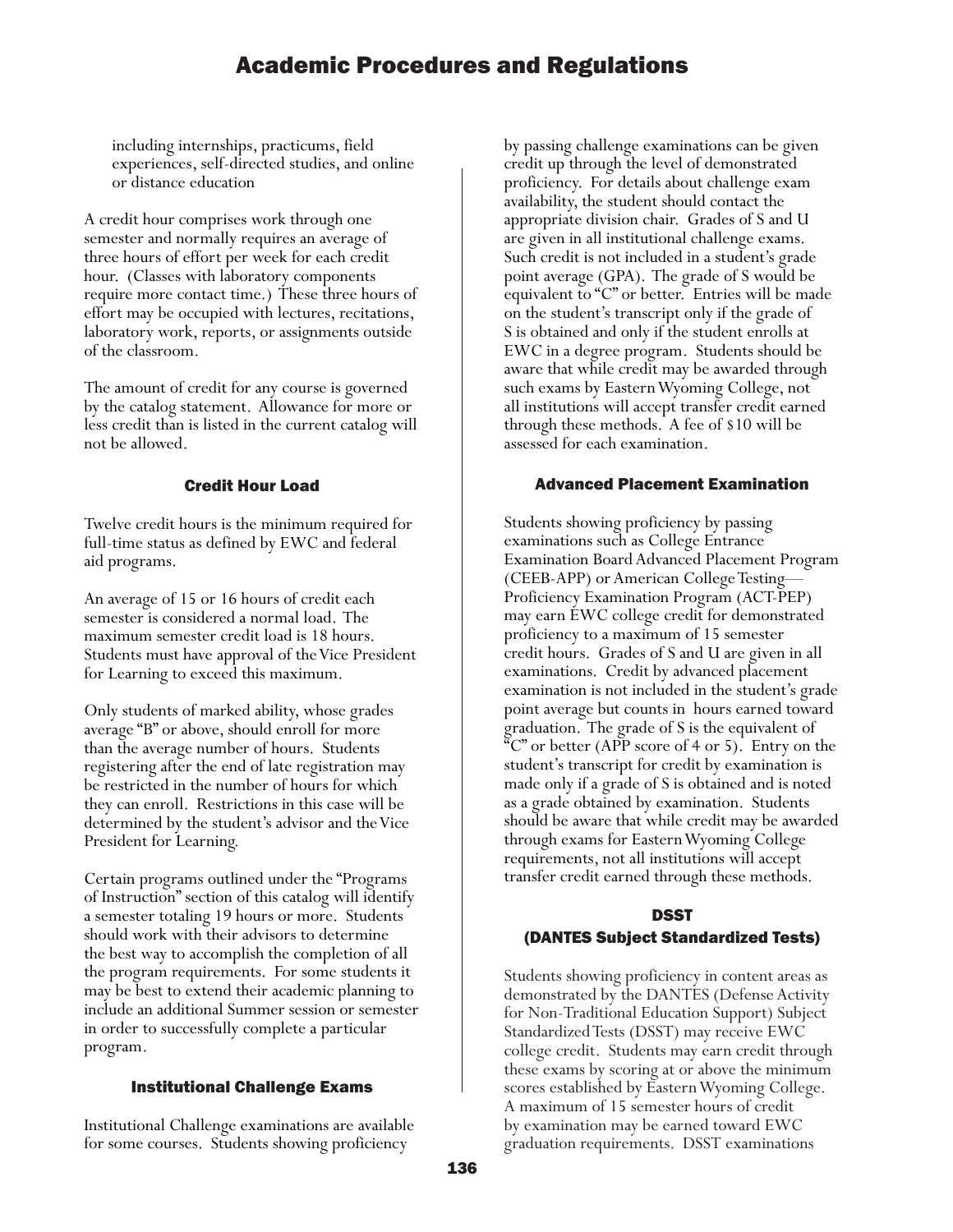including internships, practicums, field experiences, self-directed studies, and online or distance education

A credit hour comprises work through one semester and normally requires an average of three hours of effort per week for each credit hour. (Classes with laboratory components require more contact time.) These three hours of effort may be occupied with lectures, recitations, laboratory work, reports, or assignments outside of the classroom.

The amount of credit for any course is governed by the catalog statement. Allowance for more or less credit than is listed in the current catalog will not be allowed.

### Credit Hour Load

Twelve credit hours is the minimum required for full-time status as defined by EWC and federal aid programs.

An average of 15 or 16 hours of credit each semester is considered a normal load. The maximum semester credit load is 18 hours. Students must have approval of the Vice President for Learning to exceed this maximum.

Only students of marked ability, whose grades average "B" or above, should enroll for more than the average number of hours. Students registering after the end of late registration may be restricted in the number of hours for which they can enroll. Restrictions in this case will be determined by the student's advisor and the Vice President for Learning.

Certain programs outlined under the "Programs of Instruction" section of this catalog will identify a semester totaling 19 hours or more. Students should work with their advisors to determine the best way to accomplish the completion of all the program requirements. For some students it may be best to extend their academic planning to include an additional Summer session or semester in order to successfully complete a particular program.

### Institutional Challenge Exams

Institutional Challenge examinations are available for some courses. Students showing proficiency by passing challenge examinations can be given credit up through the level of demonstrated proficiency. For details about challenge exam availability, the student should contact the appropriate division chair. Grades of S and U are given in all institutional challenge exams. Such credit is not included in a student's grade point average (GPA). The grade of S would be equivalent to "C" or better. Entries will be made on the student's transcript only if the grade of S is obtained and only if the student enrolls at EWC in a degree program. Students should be aware that while credit may be awarded through such exams by Eastern Wyoming College, not all institutions will accept transfer credit earned through these methods. A fee of $10 will be assessed for each examination.

### Advanced Placement Examination

Students showing proficiency by passing examinations such as College Entrance Examination Board Advanced Placement Program (CEEB-APP) or American College Testing—Proficiency Examination Program (ACT-PEP) may earn EWC college credit for demonstrated proficiency to a maximum of 15 semester credit hours. Grades of S and U are given in all examinations. Credit by advanced placement examination is not included in the student's grade point average but counts in hours earned toward graduation. The grade of S is the equivalent of "C" or better (APP score of 4 or 5). Entry on the student's transcript for credit by examination is made only if a grade of S is obtained and is noted as a grade obtained by examination. Students should be aware that while credit may be awarded through exams for Eastern Wyoming College requirements, not all institutions will accept transfer credit earned through these methods.

### DSST (DANTES Subject Standardized Tests)

Students showing proficiency in content areas as demonstrated by the DANTES (Defense Activity for Non-Traditional Education Support) Subject Standardized Tests (DSST) may receive EWC college credit. Students may earn credit through these exams by scoring at or above the minimum scores established by Eastern Wyoming College. A maximum of 15 semester hours of credit by examination may be earned toward EWC graduation requirements. DSST examinations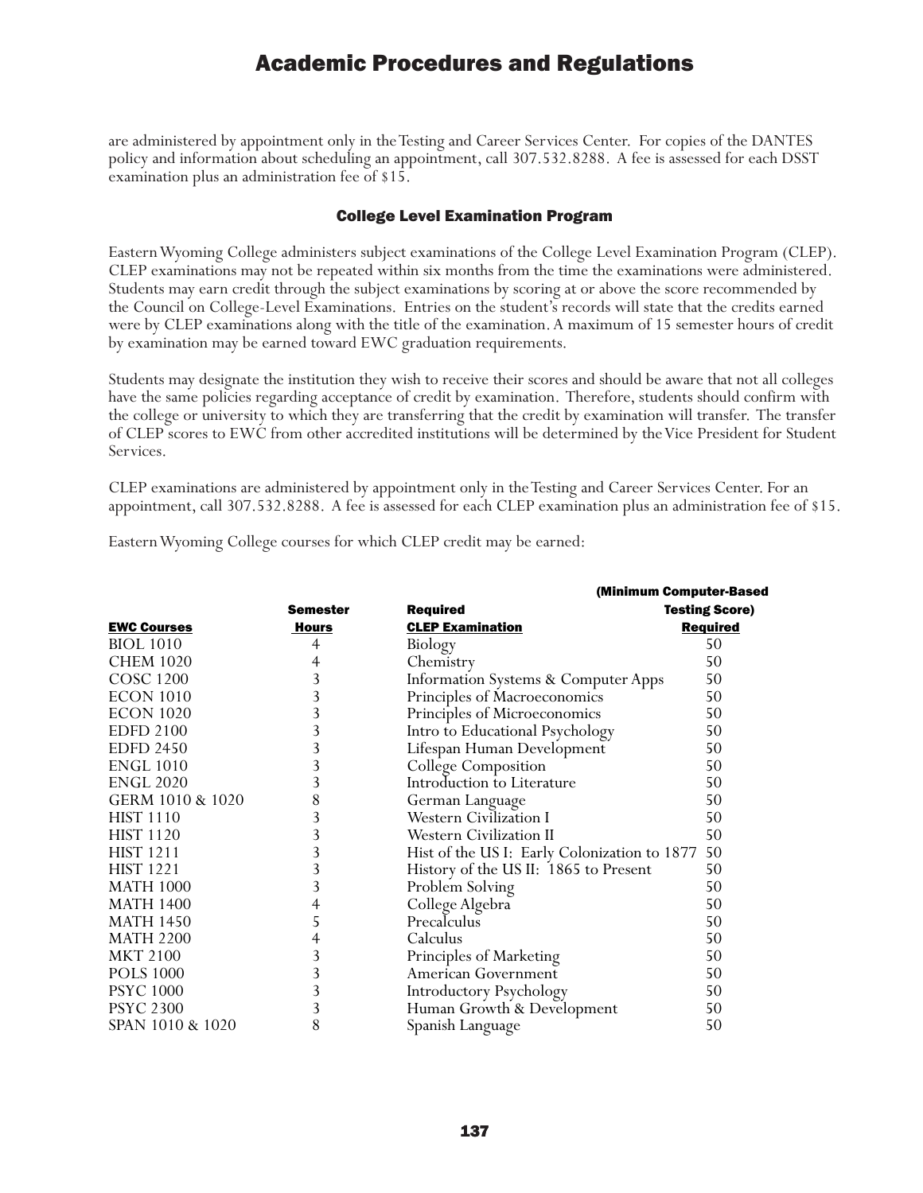are administered by appointment only in the Testing and Career Services Center. For copies of the DANTES policy and information about scheduling an appointment, call 307.532.8288. A fee is assessed for each DSST examination plus an administration fee of $15.

### College Level Examination Program

Eastern Wyoming College administers subject examinations of the College Level Examination Program (CLEP). CLEP examinations may not be repeated within six months from the time the examinations were administered. Students may earn credit through the subject examinations by scoring at or above the score recommended by the Council on College-Level Examinations. Entries on the student's records will state that the credits earned were by CLEP examinations along with the title of the examination. A maximum of 15 semester hours of credit by examination may be earned toward EWC graduation requirements.

Students may designate the institution they wish to receive their scores and should be aware that not all colleges have the same policies regarding acceptance of credit by examination. Therefore, students should confirm with the college or university to which they are transferring that the credit by examination will transfer. The transfer of CLEP scores to EWC from other accredited institutions will be determined by the Vice President for Student Services.

CLEP examinations are administered by appointment only in the Testing and Career Services Center. For an appointment, call 307.532.8288. A fee is assessed for each CLEP examination plus an administration fee of $15.

Eastern Wyoming College courses for which CLEP credit may be earned:

| EWC Courses | Semester Hours | Required CLEP Examination | (Minimum Computer-Based Testing Score) Required |
|---|---|---|---|
| BIOL 1010 | 4 | Biology | 50 |
| CHEM 1020 | 4 | Chemistry | 50 |
| COSC 1200 | 3 | Information Systems & Computer Apps | 50 |
| ECON 1010 | 3 | Principles of Macroeconomics | 50 |
| ECON 1020 | 3 | Principles of Microeconomics | 50 |
| EDFD 2100 | 3 | Intro to Educational Psychology | 50 |
| EDFD 2450 | 3 | Lifespan Human Development | 50 |
| ENGL 1010 | 3 | College Composition | 50 |
| ENGL 2020 | 3 | Introduction to Literature | 50 |
| GERM 1010 & 1020 | 8 | German Language | 50 |
| HIST 1110 | 3 | Western Civilization I | 50 |
| HIST 1120 | 3 | Western Civilization II | 50 |
| HIST 1211 | 3 | Hist of the US I: Early Colonization to 1877 | 50 |
| HIST 1221 | 3 | History of the US II: 1865 to Present | 50 |
| MATH 1000 | 3 | Problem Solving | 50 |
| MATH 1400 | 4 | College Algebra | 50 |
| MATH 1450 | 5 | Precalculus | 50 |
| MATH 2200 | 4 | Calculus | 50 |
| MKT 2100 | 3 | Principles of Marketing | 50 |
| POLS 1000 | 3 | American Government | 50 |
| PSYC 1000 | 3 | Introductory Psychology | 50 |
| PSYC 2300 | 3 | Human Growth & Development | 50 |
| SPAN 1010 & 1020 | 8 | Spanish Language | 50 |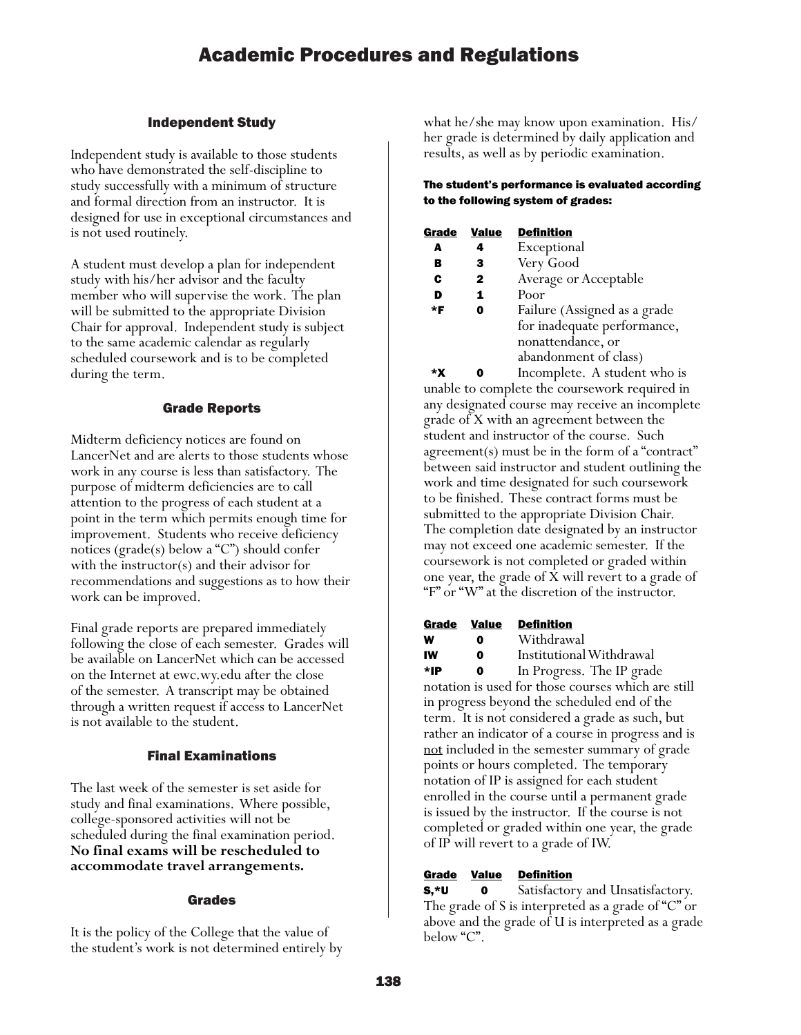# Academic Procedures and Regulations

## Independent Study

Independent study is available to those students who have demonstrated the self-discipline to study successfully with a minimum of structure and formal direction from an instructor. It is designed for use in exceptional circumstances and is not used routinely.

A student must develop a plan for independent study with his/her advisor and the faculty member who will supervise the work. The plan will be submitted to the appropriate Division Chair for approval. Independent study is subject to the same academic calendar as regularly scheduled coursework and is to be completed during the term.

## Grade Reports

Midterm deficiency notices are found on LancerNet and are alerts to those students whose work in any course is less than satisfactory. The purpose of midterm deficiencies are to call attention to the progress of each student at a point in the term which permits enough time for improvement. Students who receive deficiency notices (grade(s) below a "C") should confer with the instructor(s) and their advisor for recommendations and suggestions as to how their work can be improved.

Final grade reports are prepared immediately following the close of each semester. Grades will be available on LancerNet which can be accessed on the Internet at ewc.wy.edu after the close of the semester. A transcript may be obtained through a written request if access to LancerNet is not available to the student.

## Final Examinations

The last week of the semester is set aside for study and final examinations. Where possible, college-sponsored activities will not be scheduled during the final examination period. **No final exams will be rescheduled to accommodate travel arrangements.**

## Grades

It is the policy of the College that the value of the student's work is not determined entirely by what he/she may know upon examination. His/her grade is determined by daily application and results, as well as by periodic examination.

**The student's performance is evaluated according to the following system of grades:**

| Grade | Value | Definition |
|---|---|---|
| A | 4 | Exceptional |
| B | 3 | Very Good |
| C | 2 | Average or Acceptable |
| D | 1 | Poor |
| *F | 0 | Failure (Assigned as a grade for inadequate performance, nonattendance, or abandonment of class) |
| *X | 0 | Incomplete. |

A student who is unable to complete the coursework required in any designated course may receive an incomplete grade of X with an agreement between the student and instructor of the course. Such agreement(s) must be in the form of a "contract" between said instructor and student outlining the work and time designated for such coursework to be finished. These contract forms must be submitted to the appropriate Division Chair. The completion date designated by an instructor may not exceed one academic semester. If the coursework is not completed or graded within one year, the grade of X will revert to a grade of "F" or "W" at the discretion of the instructor.

| Grade | Value | Definition |
|---|---|---|
| W | 0 | Withdrawal |
| IW | 0 | Institutional Withdrawal |
| *IP | 0 | In Progress. |

The IP grade notation is used for those courses which are still in progress beyond the scheduled end of the term. It is not considered a grade as such, but rather an indicator of a course in progress and is not included in the semester summary of grade points or hours completed. The temporary notation of IP is assigned for each student enrolled in the course until a permanent grade is issued by the instructor. If the course is not completed or graded within one year, the grade of IP will revert to a grade of IW.

| Grade | Value | Definition |
|---|---|---|
| S,*U | 0 | Satisfactory and Unsatisfactory. |

The grade of S is interpreted as a grade of "C" or above and the grade of U is interpreted as a grade below "C".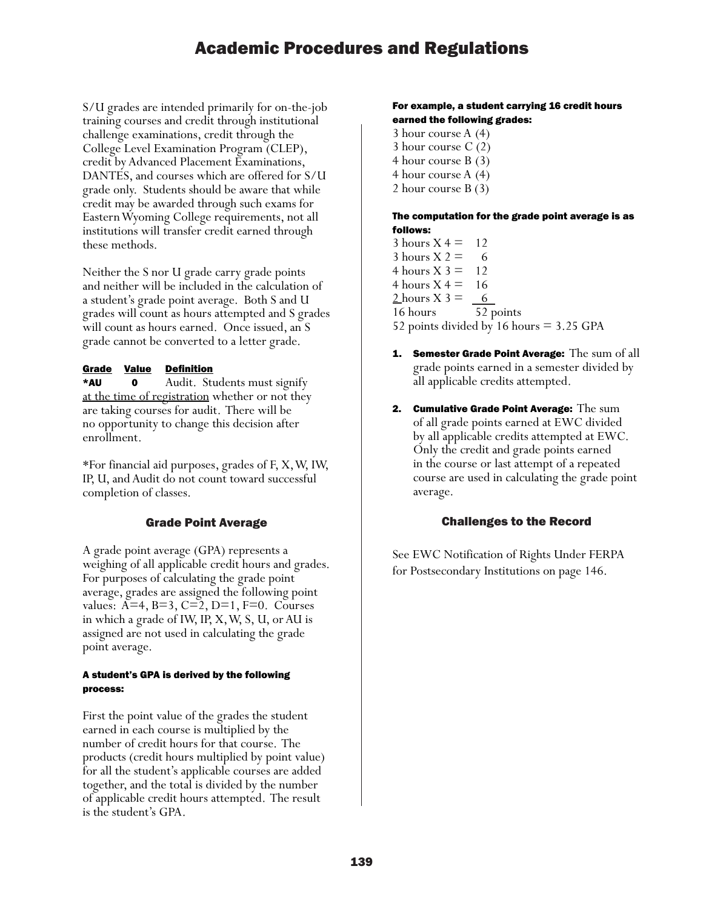S/U grades are intended primarily for on-the-job training courses and credit through institutional challenge examinations, credit through the College Level Examination Program (CLEP), credit by Advanced Placement Examinations, DANTES, and courses which are offered for S/U grade only. Students should be aware that while credit may be awarded through such exams for Eastern Wyoming College requirements, not all institutions will transfer credit earned through these methods.

Neither the S nor U grade carry grade points and neither will be included in the calculation of a student's grade point average. Both S and U grades will count as hours attempted and S grades will count as hours earned. Once issued, an S grade cannot be converted to a letter grade.

| Grade | Value | Definition |
|---|---|---|
| *AU | 0 | Audit. Students must signify at the time of registration whether or not they are taking courses for audit. There will be no opportunity to change this decision after enrollment. |

*For financial aid purposes, grades of F, X, W, IW, IP, U, and Audit do not count toward successful completion of classes.

## Grade Point Average

A grade point average (GPA) represents a weighing of all applicable credit hours and grades. For purposes of calculating the grade point average, grades are assigned the following point values: A=4, B=3, C=2, D=1, F=0. Courses in which a grade of IW, IP, X, W, S, U, or AU is assigned are not used in calculating the grade point average.

**A student's GPA is derived by the following process:**

First the point value of the grades the student earned in each course is multiplied by the number of credit hours for that course. The products (credit hours multiplied by point value) for all the student's applicable courses are added together, and the total is divided by the number of applicable credit hours attempted. The result is the student's GPA.

**For example, a student carrying 16 credit hours earned the following grades:**

3 hour course A (4)
3 hour course C (2)
4 hour course B (3)
4 hour course A (4)
2 hour course B (3)

**The computation for the grade point average is as follows:**

3 hours X 4 = 12
3 hours X 2 = 6
4 hours X 3 = 12
4 hours X 4 = 16
2 hours X 3 = 6
16 hours 52 points
52 points divided by 16 hours = 3.25 GPA

1. **Semester Grade Point Average:** The sum of all grade points earned in a semester divided by all applicable credits attempted.
2. **Cumulative Grade Point Average:** The sum of all grade points earned at EWC divided by all applicable credits attempted at EWC. Only the credit and grade points earned in the course or last attempt of a repeated course are used in calculating the grade point average.

## Challenges to the Record

See EWC Notification of Rights Under FERPA for Postsecondary Institutions on page 146.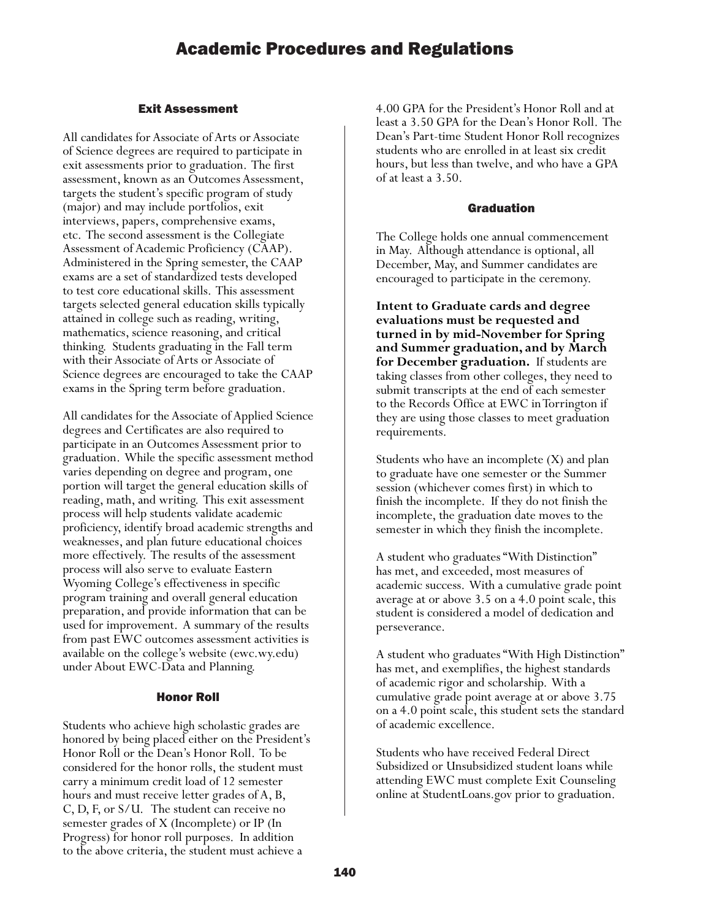## Exit Assessment

All candidates for Associate of Arts or Associate of Science degrees are required to participate in exit assessments prior to graduation. The first assessment, known as an Outcomes Assessment, targets the student's specific program of study (major) and may include portfolios, exit interviews, papers, comprehensive exams, etc. The second assessment is the Collegiate Assessment of Academic Proficiency (CAAP). Administered in the Spring semester, the CAAP exams are a set of standardized tests developed to test core educational skills. This assessment targets selected general education skills typically attained in college such as reading, writing, mathematics, science reasoning, and critical thinking. Students graduating in the Fall term with their Associate of Arts or Associate of Science degrees are encouraged to take the CAAP exams in the Spring term before graduation.

All candidates for the Associate of Applied Science degrees and Certificates are also required to participate in an Outcomes Assessment prior to graduation. While the specific assessment method varies depending on degree and program, one portion will target the general education skills of reading, math, and writing. This exit assessment process will help students validate academic proficiency, identify broad academic strengths and weaknesses, and plan future educational choices more effectively. The results of the assessment process will also serve to evaluate Eastern Wyoming College's effectiveness in specific program training and overall general education preparation, and provide information that can be used for improvement. A summary of the results from past EWC outcomes assessment activities is available on the college's website (ewc.wy.edu) under About EWC-Data and Planning.

## Honor Roll

Students who achieve high scholastic grades are honored by being placed either on the President's Honor Roll or the Dean's Honor Roll. To be considered for the honor rolls, the student must carry a minimum credit load of 12 semester hours and must receive letter grades of A, B, C, D, F, or S/U. The student can receive no semester grades of X (Incomplete) or IP (In Progress) for honor roll purposes. In addition to the above criteria, the student must achieve a 4.00 GPA for the President's Honor Roll and at least a 3.50 GPA for the Dean's Honor Roll. The Dean's Part-time Student Honor Roll recognizes students who are enrolled in at least six credit hours, but less than twelve, and who have a GPA of at least a 3.50.

## Graduation

The College holds one annual commencement in May. Although attendance is optional, all December, May, and Summer candidates are encouraged to participate in the ceremony.

**Intent to Graduate cards and degree evaluations must be requested and turned in by mid-November for Spring and Summer graduation, and by March for December graduation.** If students are taking classes from other colleges, they need to submit transcripts at the end of each semester to the Records Office at EWC in Torrington if they are using those classes to meet graduation requirements.

Students who have an incomplete (X) and plan to graduate have one semester or the Summer session (whichever comes first) in which to finish the incomplete. If they do not finish the incomplete, the graduation date moves to the semester in which they finish the incomplete.

A student who graduates "With Distinction" has met, and exceeded, most measures of academic success. With a cumulative grade point average at or above 3.5 on a 4.0 point scale, this student is considered a model of dedication and perseverance.

A student who graduates "With High Distinction" has met, and exemplifies, the highest standards of academic rigor and scholarship. With a cumulative grade point average at or above 3.75 on a 4.0 point scale, this student sets the standard of academic excellence.

Students who have received Federal Direct Subsidized or Unsubsidized student loans while attending EWC must complete Exit Counseling online at StudentLoans.gov prior to graduation.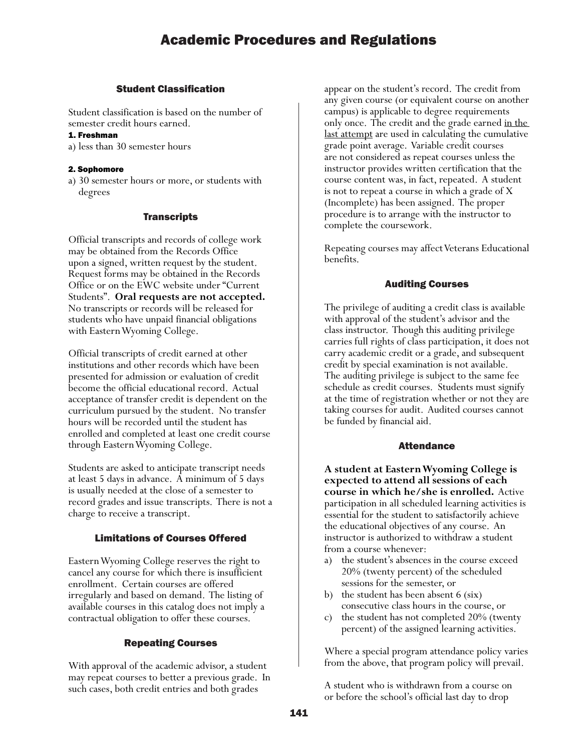# Academic Procedures and Regulations

## Student Classification

Student classification is based on the number of semester credit hours earned.

**1. Freshman**

a) less than 30 semester hours

**2. Sophomore**

a) 30 semester hours or more, or students with degrees

## Transcripts

Official transcripts and records of college work may be obtained from the Records Office upon a signed, written request by the student. Request forms may be obtained in the Records Office or on the EWC website under "Current Students". **Oral requests are not accepted.** No transcripts or records will be released for students who have unpaid financial obligations with Eastern Wyoming College.

Official transcripts of credit earned at other institutions and other records which have been presented for admission or evaluation of credit become the official educational record. Actual acceptance of transfer credit is dependent on the curriculum pursued by the student. No transfer hours will be recorded until the student has enrolled and completed at least one credit course through Eastern Wyoming College.

Students are asked to anticipate transcript needs at least 5 days in advance. A minimum of 5 days is usually needed at the close of a semester to record grades and issue transcripts. There is not a charge to receive a transcript.

## Limitations of Courses Offered

Eastern Wyoming College reserves the right to cancel any course for which there is insufficient enrollment. Certain courses are offered irregularly and based on demand. The listing of available courses in this catalog does not imply a contractual obligation to offer these courses.

## Repeating Courses

With approval of the academic advisor, a student may repeat courses to better a previous grade. In such cases, both credit entries and both grades appear on the student's record. The credit from any given course (or equivalent course on another campus) is applicable to degree requirements only once. The credit and the grade earned <u>in the last attempt</u> are used in calculating the cumulative grade point average. Variable credit courses are not considered as repeat courses unless the instructor provides written certification that the course content was, in fact, repeated. A student is not to repeat a course in which a grade of X (Incomplete) has been assigned. The proper procedure is to arrange with the instructor to complete the coursework.

Repeating courses may affect Veterans Educational benefits.

## Auditing Courses

The privilege of auditing a credit class is available with approval of the student's advisor and the class instructor. Though this auditing privilege carries full rights of class participation, it does not carry academic credit or a grade, and subsequent credit by special examination is not available. The auditing privilege is subject to the same fee schedule as credit courses. Students must signify at the time of registration whether or not they are taking courses for audit. Audited courses cannot be funded by financial aid.

## Attendance

**A student at Eastern Wyoming College is expected to attend all sessions of each course in which he/she is enrolled.** Active participation in all scheduled learning activities is essential for the student to satisfactorily achieve the educational objectives of any course. An instructor is authorized to withdraw a student from a course whenever:

a) the student's absences in the course exceed 20% (twenty percent) of the scheduled sessions for the semester, or
b) the student has been absent 6 (six) consecutive class hours in the course, or
c) the student has not completed 20% (twenty percent) of the assigned learning activities.

Where a special program attendance policy varies from the above, that program policy will prevail.

A student who is withdrawn from a course on or before the school's official last day to drop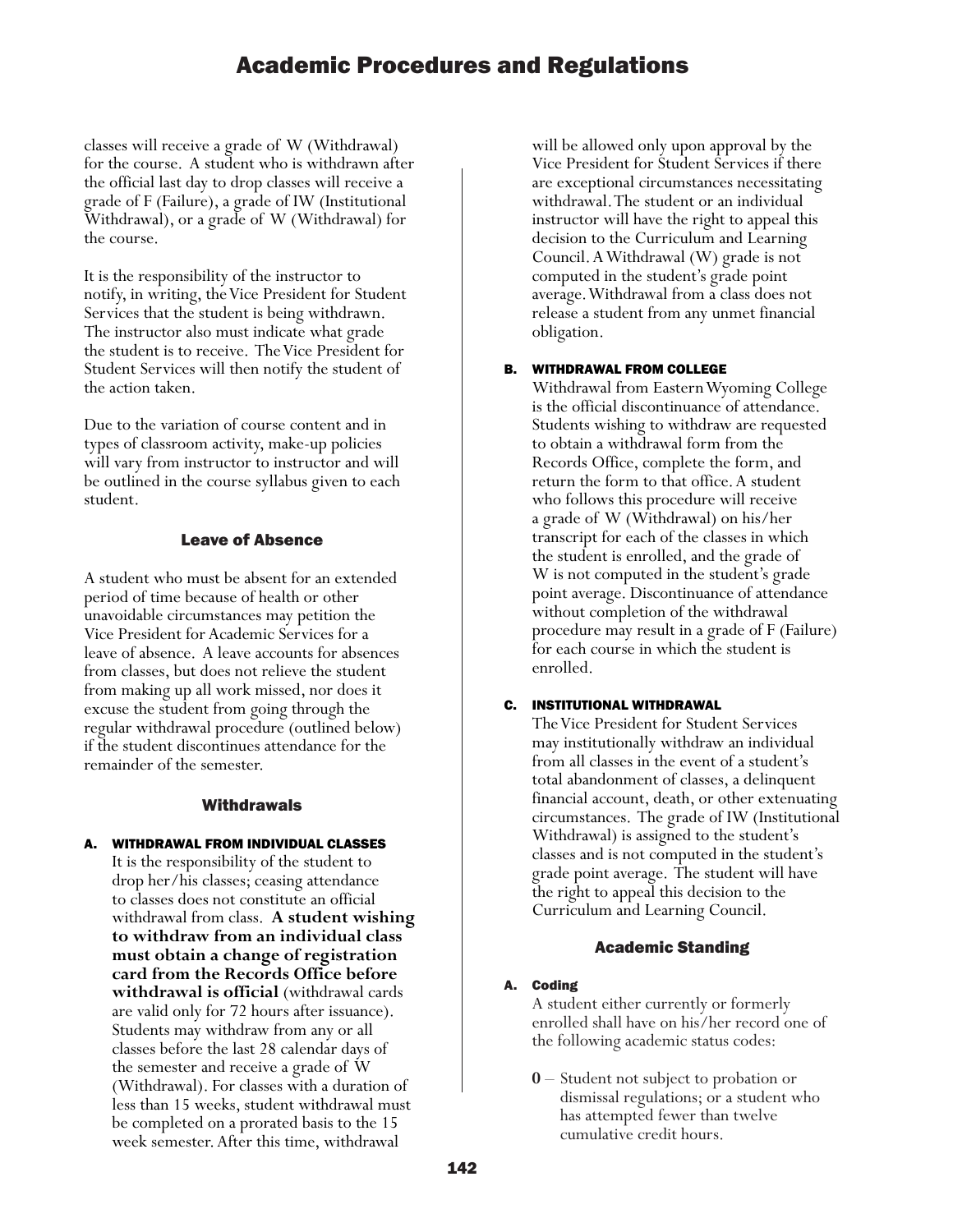classes will receive a grade of W (Withdrawal) for the course. A student who is withdrawn after the official last day to drop classes will receive a grade of F (Failure), a grade of IW (Institutional Withdrawal), or a grade of W (Withdrawal) for the course.

It is the responsibility of the instructor to notify, in writing, the Vice President for Student Services that the student is being withdrawn. The instructor also must indicate what grade the student is to receive. The Vice President for Student Services will then notify the student of the action taken.

Due to the variation of course content and in types of classroom activity, make-up policies will vary from instructor to instructor and will be outlined in the course syllabus given to each student.

## Leave of Absence

A student who must be absent for an extended period of time because of health or other unavoidable circumstances may petition the Vice President for Academic Services for a leave of absence. A leave accounts for absences from classes, but does not relieve the student from making up all work missed, nor does it excuse the student from going through the regular withdrawal procedure (outlined below) if the student discontinues attendance for the remainder of the semester.

## Withdrawals

### A. WITHDRAWAL FROM INDIVIDUAL CLASSES

It is the responsibility of the student to drop her/his classes; ceasing attendance to classes does not constitute an official withdrawal from class. **A student wishing to withdraw from an individual class must obtain a change of registration card from the Records Office before withdrawal is official** (withdrawal cards are valid only for 72 hours after issuance). Students may withdraw from any or all classes before the last 28 calendar days of the semester and receive a grade of W (Withdrawal). For classes with a duration of less than 15 weeks, student withdrawal must be completed on a prorated basis to the 15 week semester. After this time, withdrawal will be allowed only upon approval by the Vice President for Student Services if there are exceptional circumstances necessitating withdrawal. The student or an individual instructor will have the right to appeal this decision to the Curriculum and Learning Council. A Withdrawal (W) grade is not computed in the student's grade point average. Withdrawal from a class does not release a student from any unmet financial obligation.

### B. WITHDRAWAL FROM COLLEGE

Withdrawal from Eastern Wyoming College is the official discontinuance of attendance. Students wishing to withdraw are requested to obtain a withdrawal form from the Records Office, complete the form, and return the form to that office. A student who follows this procedure will receive a grade of W (Withdrawal) on his/her transcript for each of the classes in which the student is enrolled, and the grade of W is not computed in the student's grade point average. Discontinuance of attendance without completion of the withdrawal procedure may result in a grade of F (Failure) for each course in which the student is enrolled.

### C. INSTITUTIONAL WITHDRAWAL

The Vice President for Student Services may institutionally withdraw an individual from all classes in the event of a student's total abandonment of classes, a delinquent financial account, death, or other extenuating circumstances. The grade of IW (Institutional Withdrawal) is assigned to the student's classes and is not computed in the student's grade point average. The student will have the right to appeal this decision to the Curriculum and Learning Council.

## Academic Standing

### A. Coding

A student either currently or formerly enrolled shall have on his/her record one of the following academic status codes:

- **0** – Student not subject to probation or dismissal regulations; or a student who has attempted fewer than twelve cumulative credit hours.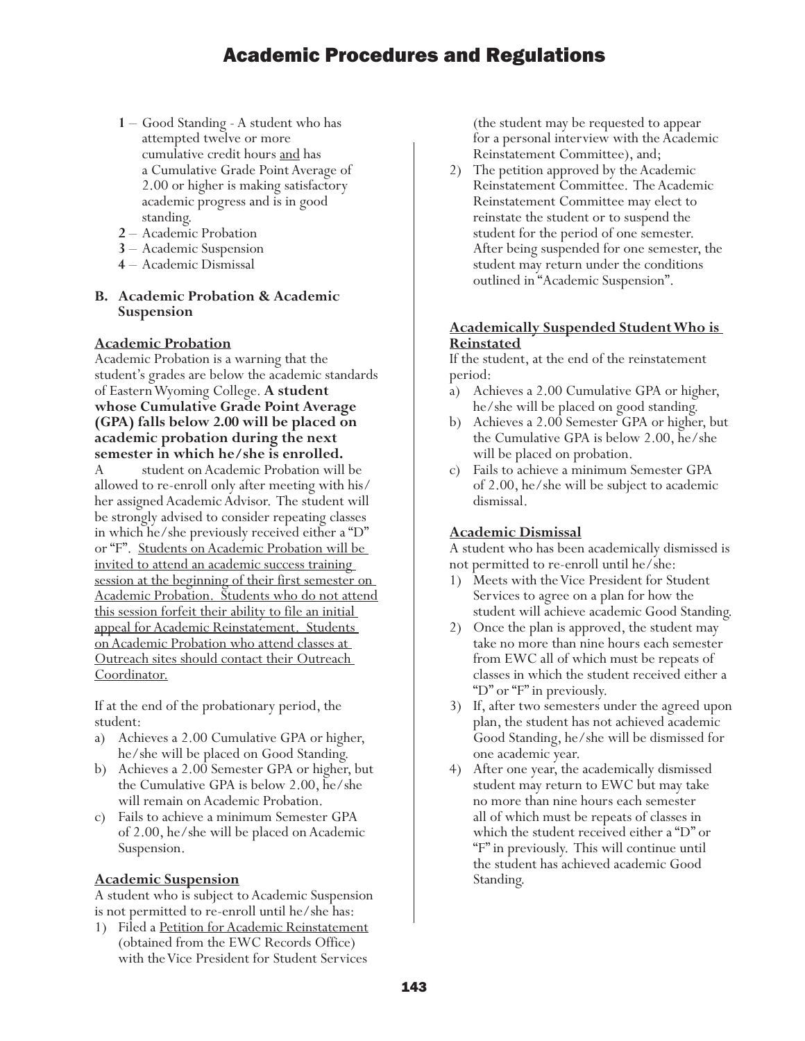- **1** – Good Standing - A student who has attempted twelve or more cumulative credit hours <u>and</u> has a Cumulative Grade Point Average of 2.00 or higher is making satisfactory academic progress and is in good standing.
- **2** – Academic Probation
- **3** – Academic Suspension
- **4** – Academic Dismissal

### B. Academic Probation & Academic Suspension

**<u>Academic Probation</u>**

Academic Probation is a warning that the student's grades are below the academic standards of Eastern Wyoming College. **A student whose Cumulative Grade Point Average (GPA) falls below 2.00 will be placed on academic probation during the next semester in which he/she is enrolled.** A student on Academic Probation will be allowed to re-enroll only after meeting with his/her assigned Academic Advisor. The student will be strongly advised to consider repeating classes in which he/she previously received either a "D" or "F". <u>Students on Academic Probation will be invited to attend an academic success training session at the beginning of their first semester on Academic Probation. Students who do not attend this session forfeit their ability to file an initial appeal for Academic Reinstatement. Students on Academic Probation who attend classes at Outreach sites should contact their Outreach Coordinator.</u>

If at the end of the probationary period, the student:

a) Achieves a 2.00 Cumulative GPA or higher, he/she will be placed on Good Standing.
b) Achieves a 2.00 Semester GPA or higher, but the Cumulative GPA is below 2.00, he/she will remain on Academic Probation.
c) Fails to achieve a minimum Semester GPA of 2.00, he/she will be placed on Academic Suspension.

**<u>Academic Suspension</u>**

A student who is subject to Academic Suspension is not permitted to re-enroll until he/she has:

1) Filed a <u>Petition for Academic Reinstatement</u> (obtained from the EWC Records Office) with the Vice President for Student Services (the student may be requested to appear for a personal interview with the Academic Reinstatement Committee), and;
2) The petition approved by the Academic Reinstatement Committee. The Academic Reinstatement Committee may elect to reinstate the student or to suspend the student for the period of one semester. After being suspended for one semester, the student may return under the conditions outlined in "Academic Suspension".

**<u>Academically Suspended Student Who is Reinstated</u>**

If the student, at the end of the reinstatement period:

a) Achieves a 2.00 Cumulative GPA or higher, he/she will be placed on good standing.
b) Achieves a 2.00 Semester GPA or higher, but the Cumulative GPA is below 2.00, he/she will be placed on probation.
c) Fails to achieve a minimum Semester GPA of 2.00, he/she will be subject to academic dismissal.

**<u>Academic Dismissal</u>**

A student who has been academically dismissed is not permitted to re-enroll until he/she:

1) Meets with the Vice President for Student Services to agree on a plan for how the student will achieve academic Good Standing.
2) Once the plan is approved, the student may take no more than nine hours each semester from EWC all of which must be repeats of classes in which the student received either a "D" or "F" in previously.
3) If, after two semesters under the agreed upon plan, the student has not achieved academic Good Standing, he/she will be dismissed for one academic year.
4) After one year, the academically dismissed student may return to EWC but may take no more than nine hours each semester all of which must be repeats of classes in which the student received either a "D" or "F" in previously. This will continue until the student has achieved academic Good Standing.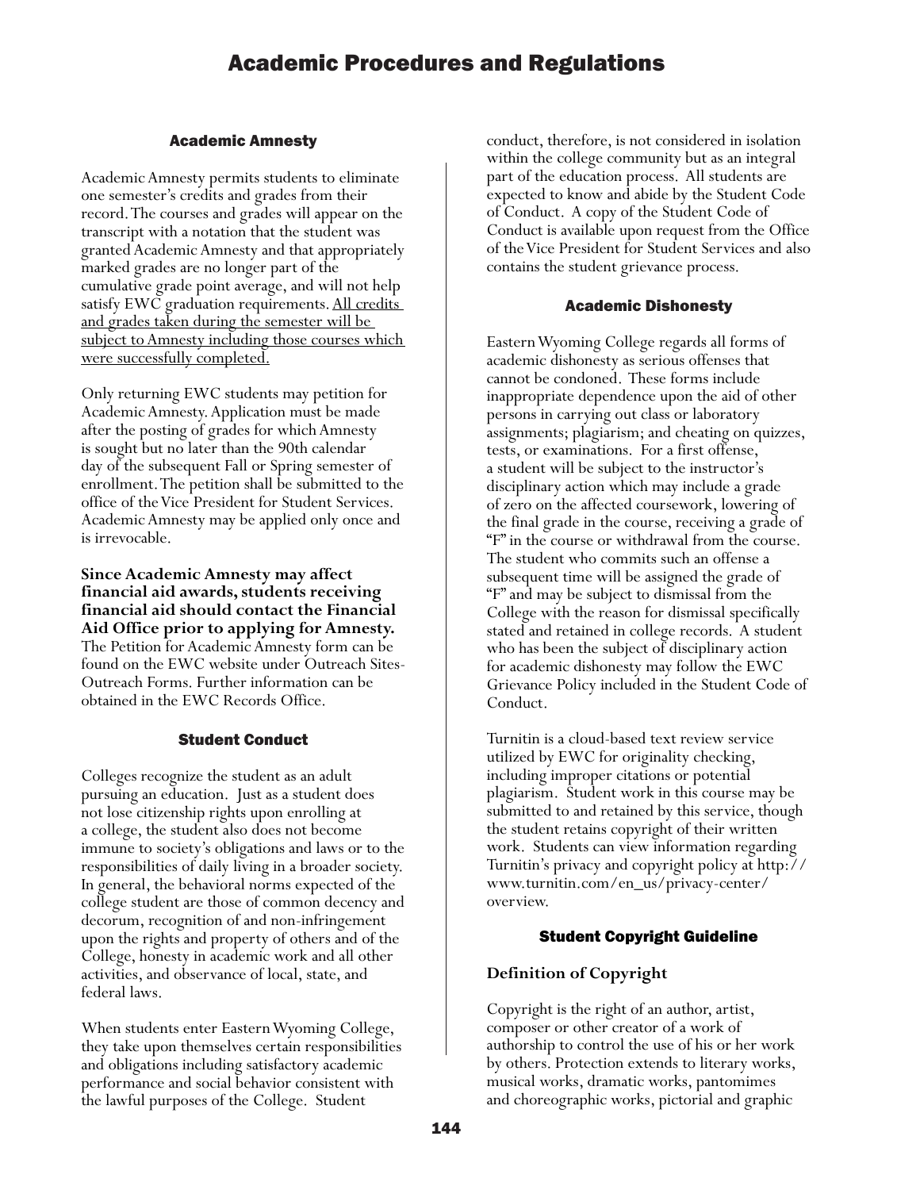## Academic Amnesty

Academic Amnesty permits students to eliminate one semester's credits and grades from their record. The courses and grades will appear on the transcript with a notation that the student was granted Academic Amnesty and that appropriately marked grades are no longer part of the cumulative grade point average, and will not help satisfy EWC graduation requirements. <u>All credits and grades taken during the semester will be subject to Amnesty including those courses which were successfully completed.</u>

Only returning EWC students may petition for Academic Amnesty. Application must be made after the posting of grades for which Amnesty is sought but no later than the 90th calendar day of the subsequent Fall or Spring semester of enrollment. The petition shall be submitted to the office of the Vice President for Student Services. Academic Amnesty may be applied only once and is irrevocable.

**Since Academic Amnesty may affect financial aid awards, students receiving financial aid should contact the Financial Aid Office prior to applying for Amnesty.** The Petition for Academic Amnesty form can be found on the EWC website under Outreach Sites-Outreach Forms. Further information can be obtained in the EWC Records Office.

## Student Conduct

Colleges recognize the student as an adult pursuing an education. Just as a student does not lose citizenship rights upon enrolling at a college, the student also does not become immune to society's obligations and laws or to the responsibilities of daily living in a broader society. In general, the behavioral norms expected of the college student are those of common decency and decorum, recognition of and non-infringement upon the rights and property of others and of the College, honesty in academic work and all other activities, and observance of local, state, and federal laws.

When students enter Eastern Wyoming College, they take upon themselves certain responsibilities and obligations including satisfactory academic performance and social behavior consistent with the lawful purposes of the College. Student conduct, therefore, is not considered in isolation within the college community but as an integral part of the education process. All students are expected to know and abide by the Student Code of Conduct. A copy of the Student Code of Conduct is available upon request from the Office of the Vice President for Student Services and also contains the student grievance process.

## Academic Dishonesty

Eastern Wyoming College regards all forms of academic dishonesty as serious offenses that cannot be condoned. These forms include inappropriate dependence upon the aid of other persons in carrying out class or laboratory assignments; plagiarism; and cheating on quizzes, tests, or examinations. For a first offense, a student will be subject to the instructor's disciplinary action which may include a grade of zero on the affected coursework, lowering of the final grade in the course, receiving a grade of "F" in the course or withdrawal from the course. The student who commits such an offense a subsequent time will be assigned the grade of "F" and may be subject to dismissal from the College with the reason for dismissal specifically stated and retained in college records. A student who has been the subject of disciplinary action for academic dishonesty may follow the EWC Grievance Policy included in the Student Code of Conduct.

Turnitin is a cloud-based text review service utilized by EWC for originality checking, including improper citations or potential plagiarism. Student work in this course may be submitted to and retained by this service, though the student retains copyright of their written work. Students can view information regarding Turnitin's privacy and copyright policy at http://www.turnitin.com/en_us/privacy-center/overview.

## Student Copyright Guideline

### Definition of Copyright

Copyright is the right of an author, artist, composer or other creator of a work of authorship to control the use of his or her work by others. Protection extends to literary works, musical works, dramatic works, pantomimes and choreographic works, pictorial and graphic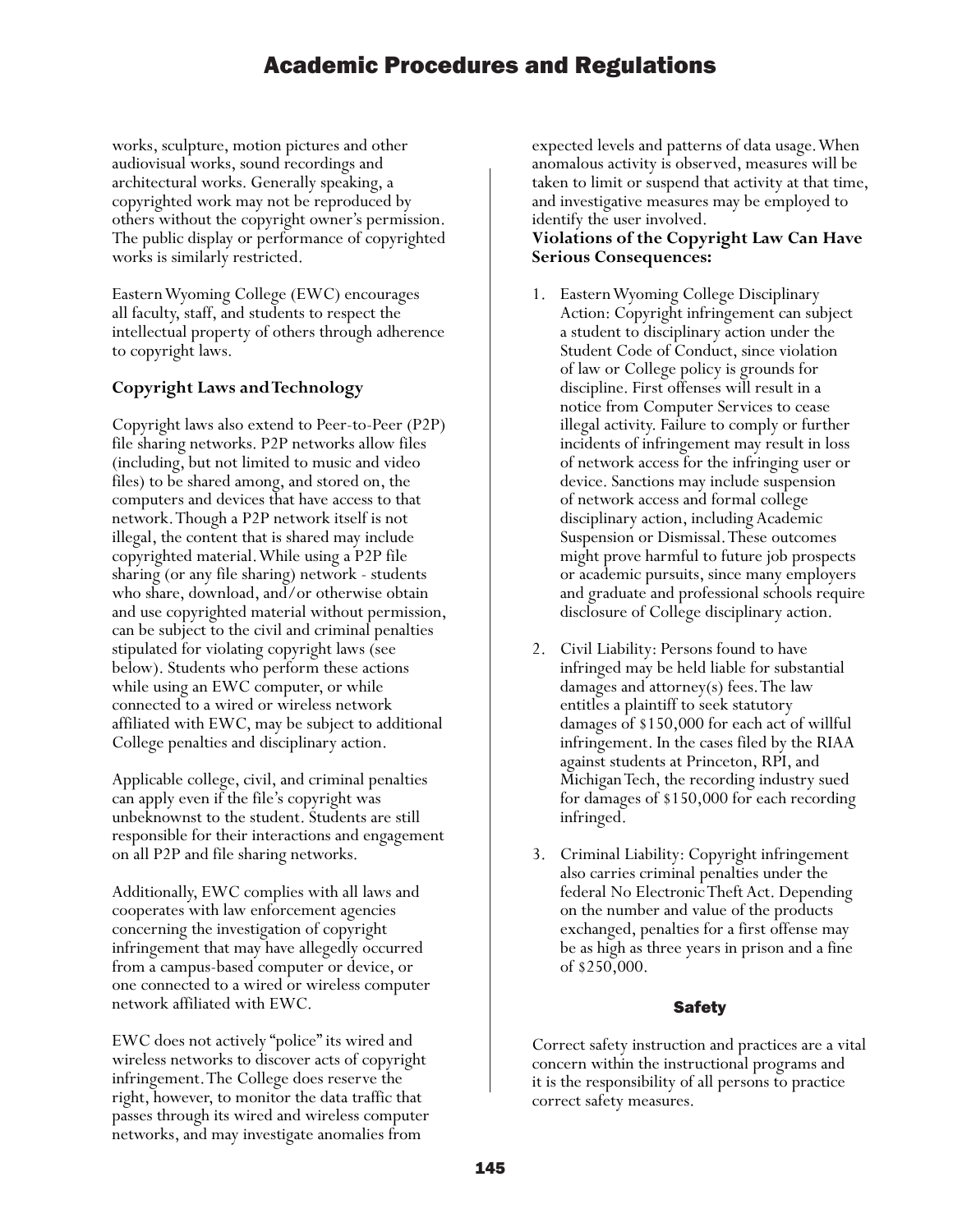works, sculpture, motion pictures and other audiovisual works, sound recordings and architectural works. Generally speaking, a copyrighted work may not be reproduced by others without the copyright owner's permission. The public display or performance of copyrighted works is similarly restricted.

Eastern Wyoming College (EWC) encourages all faculty, staff, and students to respect the intellectual property of others through adherence to copyright laws.

### Copyright Laws and Technology

Copyright laws also extend to Peer-to-Peer (P2P) file sharing networks. P2P networks allow files (including, but not limited to music and video files) to be shared among, and stored on, the computers and devices that have access to that network. Though a P2P network itself is not illegal, the content that is shared may include copyrighted material. While using a P2P file sharing (or any file sharing) network - students who share, download, and/or otherwise obtain and use copyrighted material without permission, can be subject to the civil and criminal penalties stipulated for violating copyright laws (see below). Students who perform these actions while using an EWC computer, or while connected to a wired or wireless network affiliated with EWC, may be subject to additional College penalties and disciplinary action.

Applicable college, civil, and criminal penalties can apply even if the file's copyright was unbeknownst to the student. Students are still responsible for their interactions and engagement on all P2P and file sharing networks.

Additionally, EWC complies with all laws and cooperates with law enforcement agencies concerning the investigation of copyright infringement that may have allegedly occurred from a campus-based computer or device, or one connected to a wired or wireless computer network affiliated with EWC.

EWC does not actively "police" its wired and wireless networks to discover acts of copyright infringement. The College does reserve the right, however, to monitor the data traffic that passes through its wired and wireless computer networks, and may investigate anomalies from expected levels and patterns of data usage. When anomalous activity is observed, measures will be taken to limit or suspend that activity at that time, and investigative measures may be employed to identify the user involved.

**Violations of the Copyright Law Can Have Serious Consequences:**

1. Eastern Wyoming College Disciplinary Action: Copyright infringement can subject a student to disciplinary action under the Student Code of Conduct, since violation of law or College policy is grounds for discipline. First offenses will result in a notice from Computer Services to cease illegal activity. Failure to comply or further incidents of infringement may result in loss of network access for the infringing user or device. Sanctions may include suspension of network access and formal college disciplinary action, including Academic Suspension or Dismissal. These outcomes might prove harmful to future job prospects or academic pursuits, since many employers and graduate and professional schools require disclosure of College disciplinary action.

2. Civil Liability: Persons found to have infringed may be held liable for substantial damages and attorney(s) fees. The law entitles a plaintiff to seek statutory damages of $150,000 for each act of willful infringement. In the cases filed by the RIAA against students at Princeton, RPI, and Michigan Tech, the recording industry sued for damages of $150,000 for each recording infringed.

3. Criminal Liability: Copyright infringement also carries criminal penalties under the federal No Electronic Theft Act. Depending on the number and value of the products exchanged, penalties for a first offense may be as high as three years in prison and a fine of $250,000.

## Safety

Correct safety instruction and practices are a vital concern within the instructional programs and it is the responsibility of all persons to practice correct safety measures.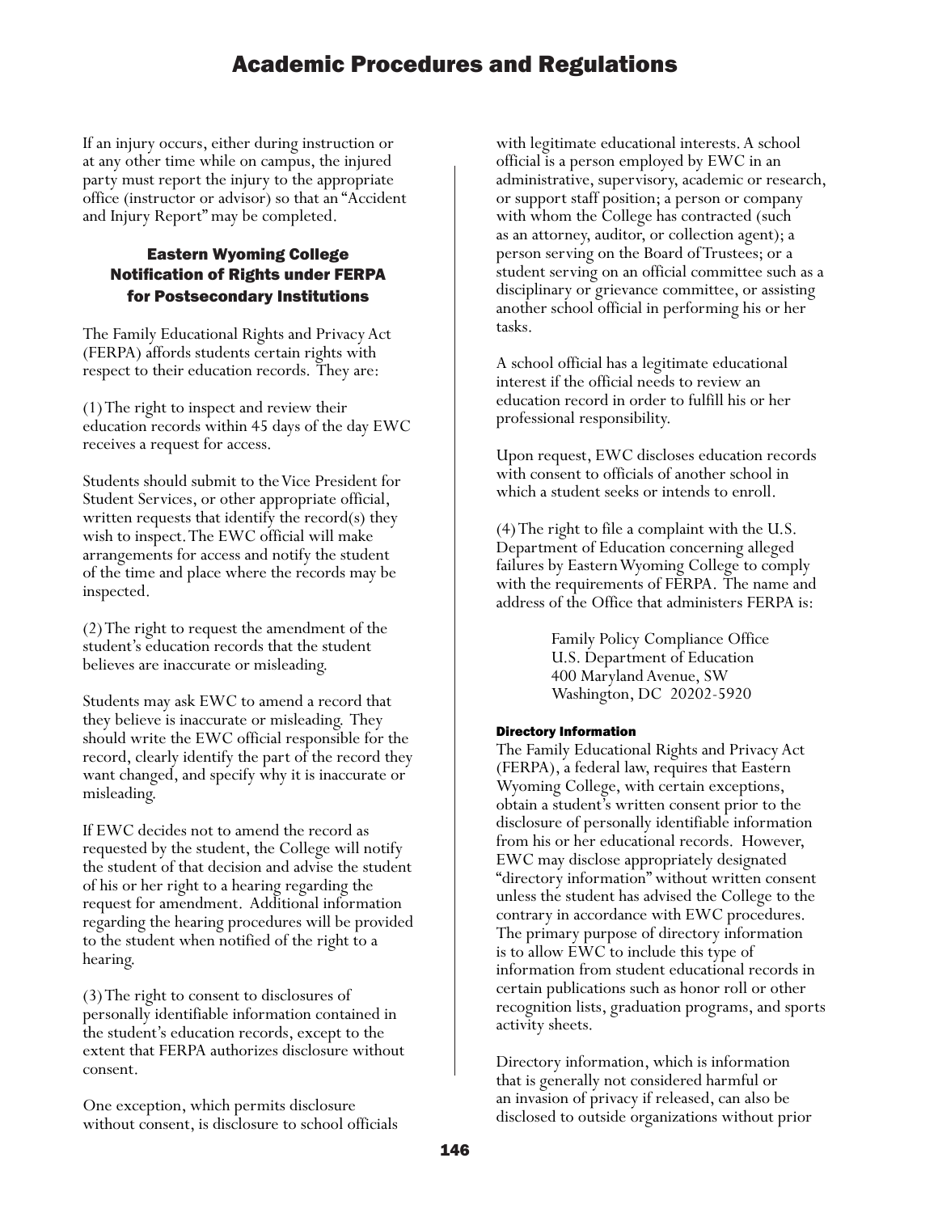If an injury occurs, either during instruction or at any other time while on campus, the injured party must report the injury to the appropriate office (instructor or advisor) so that an "Accident and Injury Report" may be completed.

### Eastern Wyoming College Notification of Rights under FERPA for Postsecondary Institutions

The Family Educational Rights and Privacy Act (FERPA) affords students certain rights with respect to their education records. They are:

(1) The right to inspect and review their education records within 45 days of the day EWC receives a request for access.

Students should submit to the Vice President for Student Services, or other appropriate official, written requests that identify the record(s) they wish to inspect. The EWC official will make arrangements for access and notify the student of the time and place where the records may be inspected.

(2) The right to request the amendment of the student's education records that the student believes are inaccurate or misleading.

Students may ask EWC to amend a record that they believe is inaccurate or misleading. They should write the EWC official responsible for the record, clearly identify the part of the record they want changed, and specify why it is inaccurate or misleading.

If EWC decides not to amend the record as requested by the student, the College will notify the student of that decision and advise the student of his or her right to a hearing regarding the request for amendment. Additional information regarding the hearing procedures will be provided to the student when notified of the right to a hearing.

(3) The right to consent to disclosures of personally identifiable information contained in the student's education records, except to the extent that FERPA authorizes disclosure without consent.

One exception, which permits disclosure without consent, is disclosure to school officials with legitimate educational interests. A school official is a person employed by EWC in an administrative, supervisory, academic or research, or support staff position; a person or company with whom the College has contracted (such as an attorney, auditor, or collection agent); a person serving on the Board of Trustees; or a student serving on an official committee such as a disciplinary or grievance committee, or assisting another school official in performing his or her tasks.

A school official has a legitimate educational interest if the official needs to review an education record in order to fulfill his or her professional responsibility.

Upon request, EWC discloses education records with consent to officials of another school in which a student seeks or intends to enroll.

(4) The right to file a complaint with the U.S. Department of Education concerning alleged failures by Eastern Wyoming College to comply with the requirements of FERPA. The name and address of the Office that administers FERPA is:

Family Policy Compliance Office
U.S. Department of Education
400 Maryland Avenue, SW
Washington, DC 20202-5920

#### Directory Information

The Family Educational Rights and Privacy Act (FERPA), a federal law, requires that Eastern Wyoming College, with certain exceptions, obtain a student's written consent prior to the disclosure of personally identifiable information from his or her educational records. However, EWC may disclose appropriately designated "directory information" without written consent unless the student has advised the College to the contrary in accordance with EWC procedures. The primary purpose of directory information is to allow EWC to include this type of information from student educational records in certain publications such as honor roll or other recognition lists, graduation programs, and sports activity sheets.

Directory information, which is information that is generally not considered harmful or an invasion of privacy if released, can also be disclosed to outside organizations without prior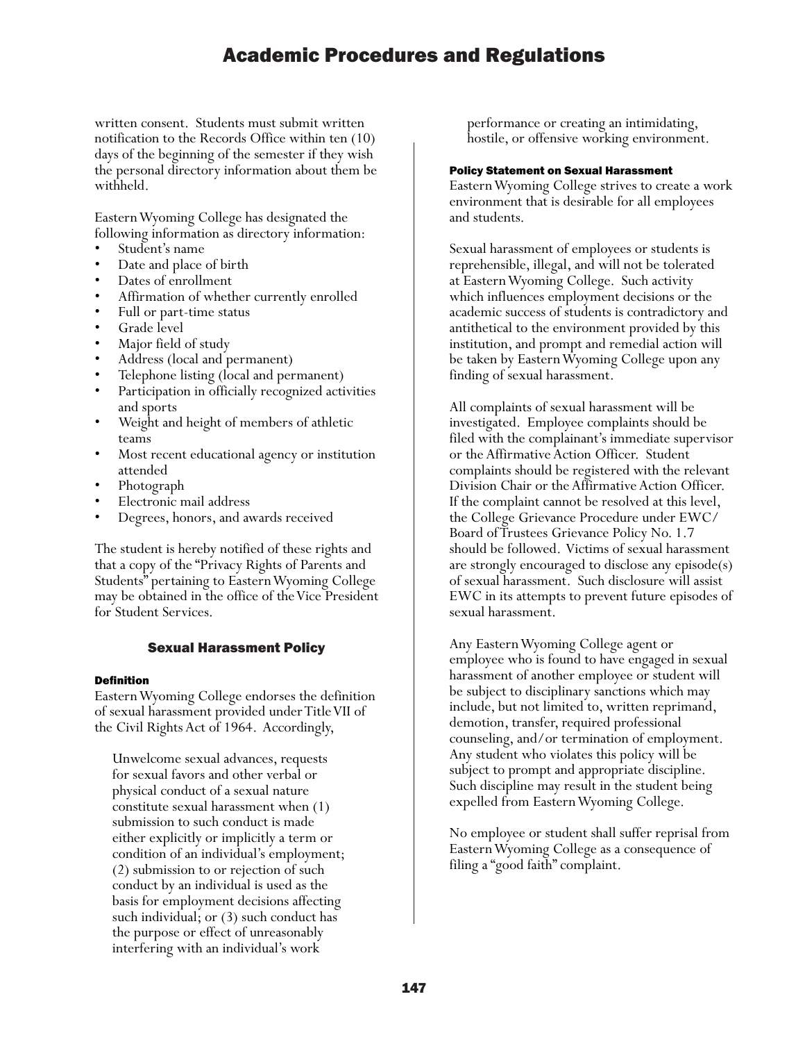written consent. Students must submit written notification to the Records Office within ten (10) days of the beginning of the semester if they wish the personal directory information about them be withheld.

Eastern Wyoming College has designated the following information as directory information:

- Student's name
- Date and place of birth
- Dates of enrollment
- Affirmation of whether currently enrolled
- Full or part-time status
- Grade level
- Major field of study
- Address (local and permanent)
- Telephone listing (local and permanent)
- Participation in officially recognized activities and sports
- Weight and height of members of athletic teams
- Most recent educational agency or institution attended
- Photograph
- Electronic mail address
- Degrees, honors, and awards received

The student is hereby notified of these rights and that a copy of the "Privacy Rights of Parents and Students" pertaining to Eastern Wyoming College may be obtained in the office of the Vice President for Student Services.

## Sexual Harassment Policy

#### Definition

Eastern Wyoming College endorses the definition of sexual harassment provided under Title VII of the Civil Rights Act of 1964. Accordingly,

> Unwelcome sexual advances, requests for sexual favors and other verbal or physical conduct of a sexual nature constitute sexual harassment when (1) submission to such conduct is made either explicitly or implicitly a term or condition of an individual's employment; (2) submission to or rejection of such conduct by an individual is used as the basis for employment decisions affecting such individual; or (3) such conduct has the purpose or effect of unreasonably interfering with an individual's work performance or creating an intimidating, hostile, or offensive working environment.

#### Policy Statement on Sexual Harassment

Eastern Wyoming College strives to create a work environment that is desirable for all employees and students.

Sexual harassment of employees or students is reprehensible, illegal, and will not be tolerated at Eastern Wyoming College. Such activity which influences employment decisions or the academic success of students is contradictory and antithetical to the environment provided by this institution, and prompt and remedial action will be taken by Eastern Wyoming College upon any finding of sexual harassment.

All complaints of sexual harassment will be investigated. Employee complaints should be filed with the complainant's immediate supervisor or the Affirmative Action Officer. Student complaints should be registered with the relevant Division Chair or the Affirmative Action Officer. If the complaint cannot be resolved at this level, the College Grievance Procedure under EWC/Board of Trustees Grievance Policy No. 1.7 should be followed. Victims of sexual harassment are strongly encouraged to disclose any episode(s) of sexual harassment. Such disclosure will assist EWC in its attempts to prevent future episodes of sexual harassment.

Any Eastern Wyoming College agent or employee who is found to have engaged in sexual harassment of another employee or student will be subject to disciplinary sanctions which may include, but not limited to, written reprimand, demotion, transfer, required professional counseling, and/or termination of employment. Any student who violates this policy will be subject to prompt and appropriate discipline. Such discipline may result in the student being expelled from Eastern Wyoming College.

No employee or student shall suffer reprisal from Eastern Wyoming College as a consequence of filing a "good faith" complaint.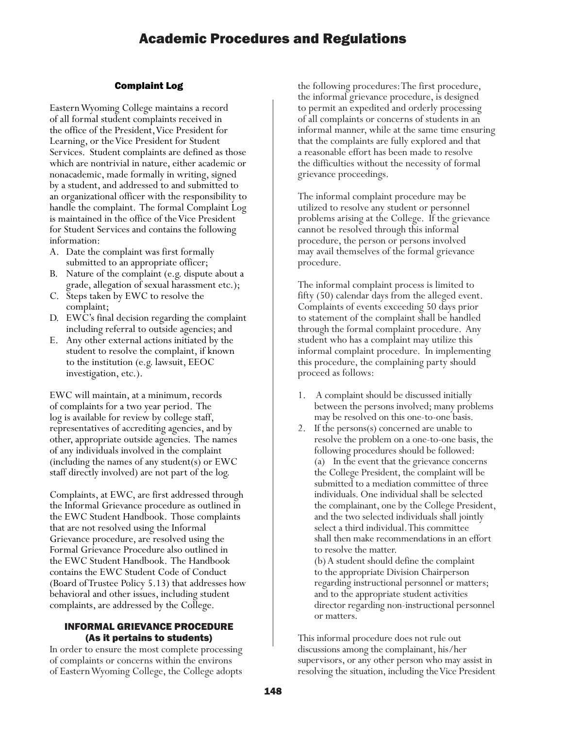## Complaint Log

Eastern Wyoming College maintains a record of all formal student complaints received in the office of the President, Vice President for Learning, or the Vice President for Student Services. Student complaints are defined as those which are nontrivial in nature, either academic or nonacademic, made formally in writing, signed by a student, and addressed to and submitted to an organizational officer with the responsibility to handle the complaint. The formal Complaint Log is maintained in the office of the Vice President for Student Services and contains the following information:

A. Date the complaint was first formally submitted to an appropriate officer;
B. Nature of the complaint (e.g. dispute about a grade, allegation of sexual harassment etc.);
C. Steps taken by EWC to resolve the complaint;
D. EWC's final decision regarding the complaint including referral to outside agencies; and
E. Any other external actions initiated by the student to resolve the complaint, if known to the institution (e.g. lawsuit, EEOC investigation, etc.).

EWC will maintain, at a minimum, records of complaints for a two year period. The log is available for review by college staff, representatives of accrediting agencies, and by other, appropriate outside agencies. The names of any individuals involved in the complaint (including the names of any student(s) or EWC staff directly involved) are not part of the log.

Complaints, at EWC, are first addressed through the Informal Grievance procedure as outlined in the EWC Student Handbook. Those complaints that are not resolved using the Informal Grievance procedure, are resolved using the Formal Grievance Procedure also outlined in the EWC Student Handbook. The Handbook contains the EWC Student Code of Conduct (Board of Trustee Policy 5.13) that addresses how behavioral and other issues, including student complaints, are addressed by the College.

## INFORMAL GRIEVANCE PROCEDURE (As it pertains to students)

In order to ensure the most complete processing of complaints or concerns within the environs of Eastern Wyoming College, the College adopts the following procedures: The first procedure, the informal grievance procedure, is designed to permit an expedited and orderly processing of all complaints or concerns of students in an informal manner, while at the same time ensuring that the complaints are fully explored and that a reasonable effort has been made to resolve the difficulties without the necessity of formal grievance proceedings.

The informal complaint procedure may be utilized to resolve any student or personnel problems arising at the College. If the grievance cannot be resolved through this informal procedure, the person or persons involved may avail themselves of the formal grievance procedure.

The informal complaint process is limited to fifty (50) calendar days from the alleged event. Complaints of events exceeding 50 days prior to statement of the complaint shall be handled through the formal complaint procedure. Any student who has a complaint may utilize this informal complaint procedure. In implementing this procedure, the complaining party should proceed as follows:

1. A complaint should be discussed initially between the persons involved; many problems may be resolved on this one-to-one basis.
2. If the persons(s) concerned are unable to resolve the problem on a one-to-one basis, the following procedures should be followed:
   (a) In the event that the grievance concerns the College President, the complaint will be submitted to a mediation committee of three individuals. One individual shall be selected the complainant, one by the College President, and the two selected individuals shall jointly select a third individual. This committee shall then make recommendations in an effort to resolve the matter.
   (b) A student should define the complaint to the appropriate Division Chairperson regarding instructional personnel or matters; and to the appropriate student activities director regarding non-instructional personnel or matters.

This informal procedure does not rule out discussions among the complainant, his/her supervisors, or any other person who may assist in resolving the situation, including the Vice President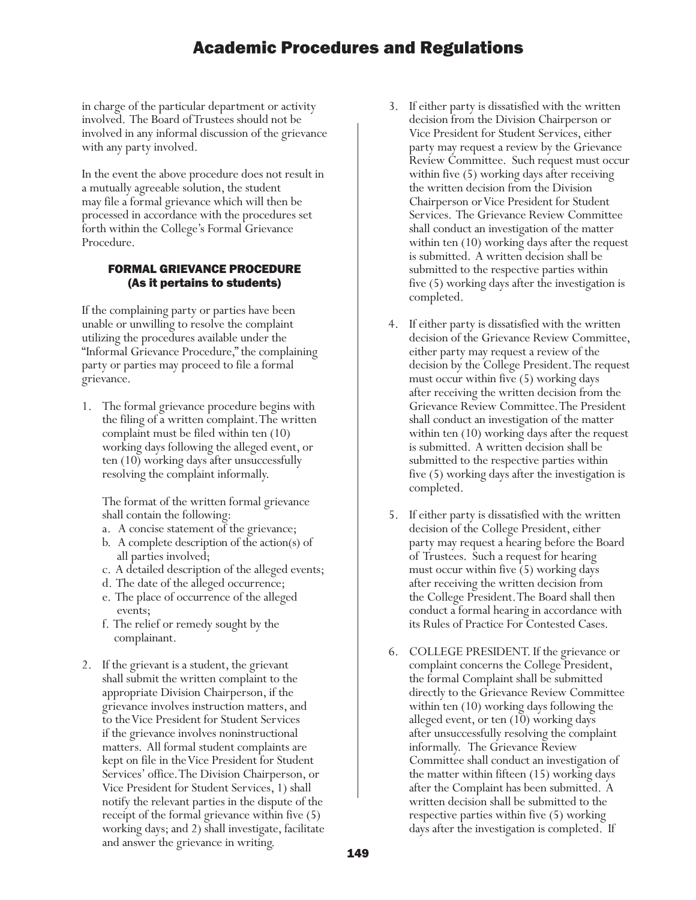in charge of the particular department or activity involved. The Board of Trustees should not be involved in any informal discussion of the grievance with any party involved.

In the event the above procedure does not result in a mutually agreeable solution, the student may file a formal grievance which will then be processed in accordance with the procedures set forth within the College's Formal Grievance Procedure.

### FORMAL GRIEVANCE PROCEDURE (As it pertains to students)

If the complaining party or parties have been unable or unwilling to resolve the complaint utilizing the procedures available under the "Informal Grievance Procedure," the complaining party or parties may proceed to file a formal grievance.

1. The formal grievance procedure begins with the filing of a written complaint. The written complaint must be filed within ten (10) working days following the alleged event, or ten (10) working days after unsuccessfully resolving the complaint informally.

   The format of the written formal grievance shall contain the following:
   a. A concise statement of the grievance;
   b. A complete description of the action(s) of all parties involved;
   c. A detailed description of the alleged events;
   d. The date of the alleged occurrence;
   e. The place of occurrence of the alleged events;
   f. The relief or remedy sought by the complainant.

2. If the grievant is a student, the grievant shall submit the written complaint to the appropriate Division Chairperson, if the grievance involves instruction matters, and to the Vice President for Student Services if the grievance involves noninstructional matters. All formal student complaints are kept on file in the Vice President for Student Services' office. The Division Chairperson, or Vice President for Student Services, 1) shall notify the relevant parties in the dispute of the receipt of the formal grievance within five (5) working days; and 2) shall investigate, facilitate and answer the grievance in writing.

3. If either party is dissatisfied with the written decision from the Division Chairperson or Vice President for Student Services, either party may request a review by the Grievance Review Committee. Such request must occur within five (5) working days after receiving the written decision from the Division Chairperson or Vice President for Student Services. The Grievance Review Committee shall conduct an investigation of the matter within ten (10) working days after the request is submitted. A written decision shall be submitted to the respective parties within five (5) working days after the investigation is completed.

4. If either party is dissatisfied with the written decision of the Grievance Review Committee, either party may request a review of the decision by the College President. The request must occur within five (5) working days after receiving the written decision from the Grievance Review Committee. The President shall conduct an investigation of the matter within ten (10) working days after the request is submitted. A written decision shall be submitted to the respective parties within five (5) working days after the investigation is completed.

5. If either party is dissatisfied with the written decision of the College President, either party may request a hearing before the Board of Trustees. Such a request for hearing must occur within five (5) working days after receiving the written decision from the College President. The Board shall then conduct a formal hearing in accordance with its Rules of Practice For Contested Cases.

6. COLLEGE PRESIDENT. If the grievance or complaint concerns the College President, the formal Complaint shall be submitted directly to the Grievance Review Committee within ten (10) working days following the alleged event, or ten (10) working days after unsuccessfully resolving the complaint informally. The Grievance Review Committee shall conduct an investigation of the matter within fifteen (15) working days after the Complaint has been submitted. A written decision shall be submitted to the respective parties within five (5) working days after the investigation is completed. If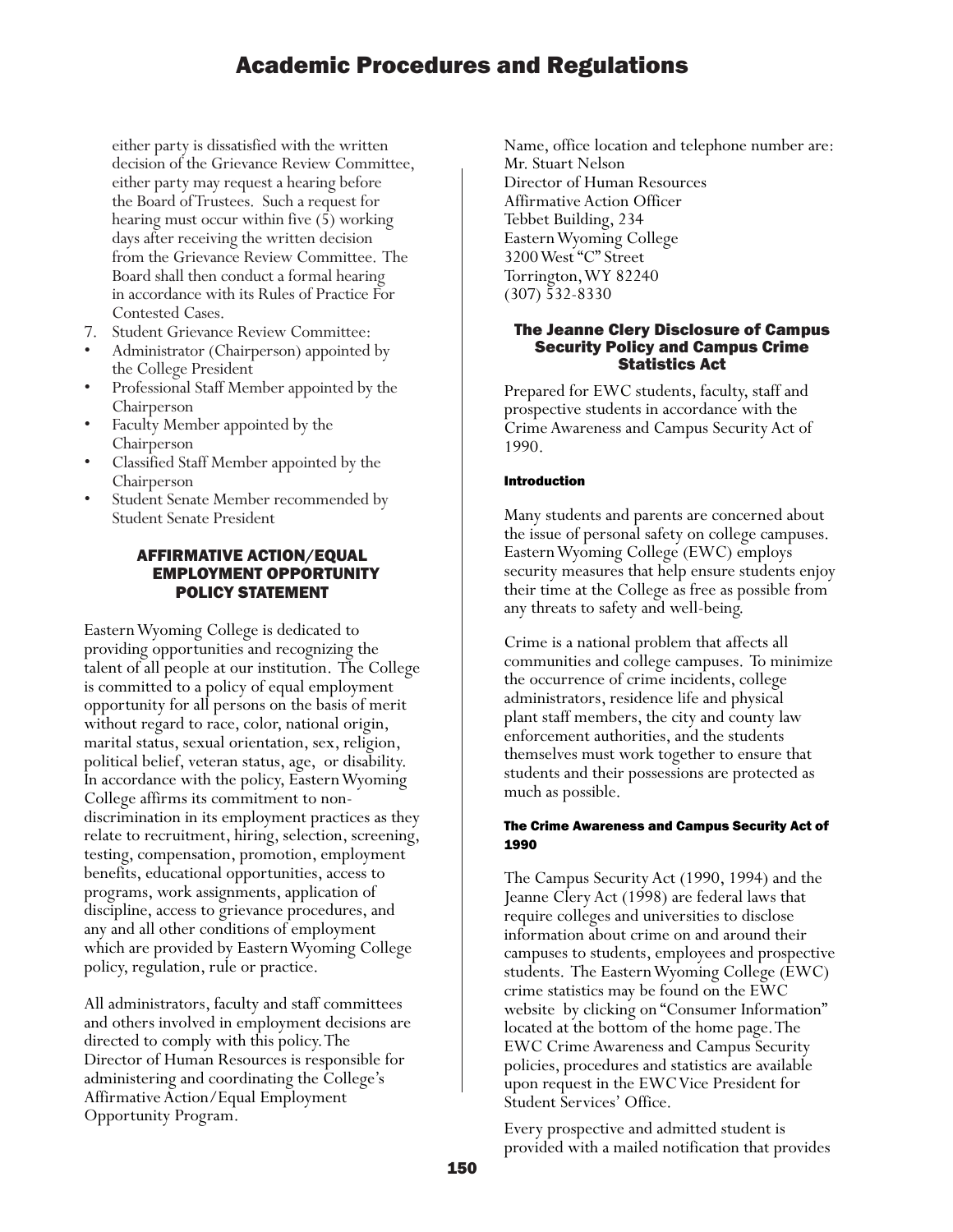either party is dissatisfied with the written decision of the Grievance Review Committee, either party may request a hearing before the Board of Trustees. Such a request for hearing must occur within five (5) working days after receiving the written decision from the Grievance Review Committee. The Board shall then conduct a formal hearing in accordance with its Rules of Practice For Contested Cases.

7. Student Grievance Review Committee:

- Administrator (Chairperson) appointed by the College President
- Professional Staff Member appointed by the Chairperson
- Faculty Member appointed by the Chairperson
- Classified Staff Member appointed by the Chairperson
- Student Senate Member recommended by Student Senate President

## AFFIRMATIVE ACTION/EQUAL EMPLOYMENT OPPORTUNITY POLICY STATEMENT

Eastern Wyoming College is dedicated to providing opportunities and recognizing the talent of all people at our institution. The College is committed to a policy of equal employment opportunity for all persons on the basis of merit without regard to race, color, national origin, marital status, sexual orientation, sex, religion, political belief, veteran status, age, or disability. In accordance with the policy, Eastern Wyoming College affirms its commitment to non-discrimination in its employment practices as they relate to recruitment, hiring, selection, screening, testing, compensation, promotion, employment benefits, educational opportunities, access to programs, work assignments, application of discipline, access to grievance procedures, and any and all other conditions of employment which are provided by Eastern Wyoming College policy, regulation, rule or practice.

All administrators, faculty and staff committees and others involved in employment decisions are directed to comply with this policy. The Director of Human Resources is responsible for administering and coordinating the College's Affirmative Action/Equal Employment Opportunity Program.

Name, office location and telephone number are:
Mr. Stuart Nelson
Director of Human Resources
Affirmative Action Officer
Tebbet Building, 234
Eastern Wyoming College
3200 West "C" Street
Torrington, WY 82240
(307) 532-8330

## The Jeanne Clery Disclosure of Campus Security Policy and Campus Crime Statistics Act

Prepared for EWC students, faculty, staff and prospective students in accordance with the Crime Awareness and Campus Security Act of 1990.

### Introduction

Many students and parents are concerned about the issue of personal safety on college campuses. Eastern Wyoming College (EWC) employs security measures that help ensure students enjoy their time at the College as free as possible from any threats to safety and well-being.

Crime is a national problem that affects all communities and college campuses. To minimize the occurrence of crime incidents, college administrators, residence life and physical plant staff members, the city and county law enforcement authorities, and the students themselves must work together to ensure that students and their possessions are protected as much as possible.

### The Crime Awareness and Campus Security Act of 1990

The Campus Security Act (1990, 1994) and the Jeanne Clery Act (1998) are federal laws that require colleges and universities to disclose information about crime on and around their campuses to students, employees and prospective students. The Eastern Wyoming College (EWC) crime statistics may be found on the EWC website by clicking on "Consumer Information" located at the bottom of the home page. The EWC Crime Awareness and Campus Security policies, procedures and statistics are available upon request in the EWC Vice President for Student Services' Office.

Every prospective and admitted student is provided with a mailed notification that provides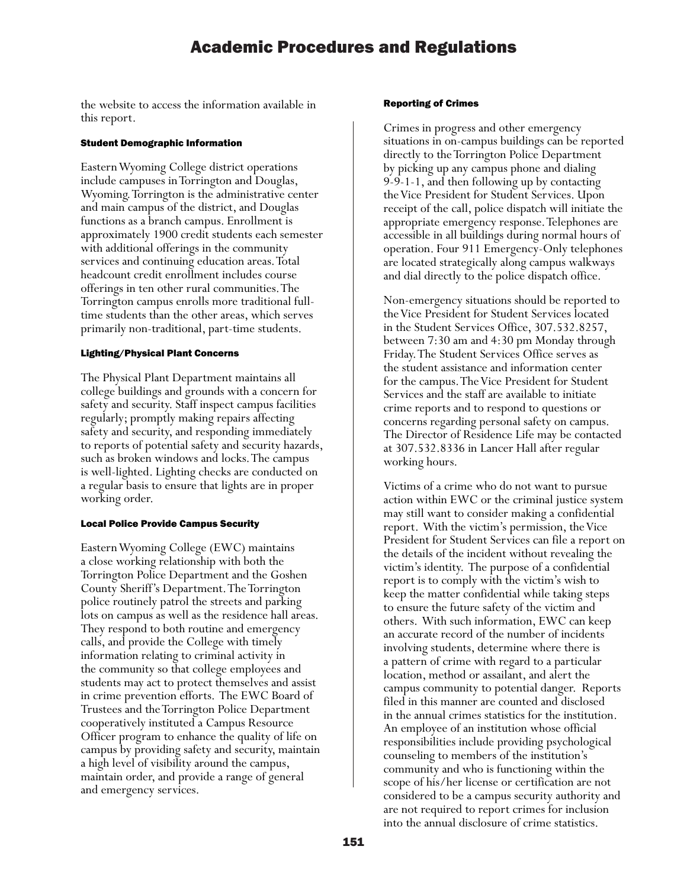the website to access the information available in this report.

#### Student Demographic Information

Eastern Wyoming College district operations include campuses in Torrington and Douglas, Wyoming. Torrington is the administrative center and main campus of the district, and Douglas functions as a branch campus. Enrollment is approximately 1900 credit students each semester with additional offerings in the community services and continuing education areas. Total headcount credit enrollment includes course offerings in ten other rural communities. The Torrington campus enrolls more traditional full-time students than the other areas, which serves primarily non-traditional, part-time students.

#### Lighting/Physical Plant Concerns

The Physical Plant Department maintains all college buildings and grounds with a concern for safety and security. Staff inspect campus facilities regularly; promptly making repairs affecting safety and security, and responding immediately to reports of potential safety and security hazards, such as broken windows and locks. The campus is well-lighted. Lighting checks are conducted on a regular basis to ensure that lights are in proper working order.

#### Local Police Provide Campus Security

Eastern Wyoming College (EWC) maintains a close working relationship with both the Torrington Police Department and the Goshen County Sheriff's Department. The Torrington police routinely patrol the streets and parking lots on campus as well as the residence hall areas. They respond to both routine and emergency calls, and provide the College with timely information relating to criminal activity in the community so that college employees and students may act to protect themselves and assist in crime prevention efforts. The EWC Board of Trustees and the Torrington Police Department cooperatively instituted a Campus Resource Officer program to enhance the quality of life on campus by providing safety and security, maintain a high level of visibility around the campus, maintain order, and provide a range of general and emergency services.

#### Reporting of Crimes

Crimes in progress and other emergency situations in on-campus buildings can be reported directly to the Torrington Police Department by picking up any campus phone and dialing 9-9-1-1, and then following up by contacting the Vice President for Student Services. Upon receipt of the call, police dispatch will initiate the appropriate emergency response. Telephones are accessible in all buildings during normal hours of operation. Four 911 Emergency-Only telephones are located strategically along campus walkways and dial directly to the police dispatch office.

Non-emergency situations should be reported to the Vice President for Student Services located in the Student Services Office, 307.532.8257, between 7:30 am and 4:30 pm Monday through Friday. The Student Services Office serves as the student assistance and information center for the campus. The Vice President for Student Services and the staff are available to initiate crime reports and to respond to questions or concerns regarding personal safety on campus. The Director of Residence Life may be contacted at 307.532.8336 in Lancer Hall after regular working hours.

Victims of a crime who do not want to pursue action within EWC or the criminal justice system may still want to consider making a confidential report. With the victim's permission, the Vice President for Student Services can file a report on the details of the incident without revealing the victim's identity. The purpose of a confidential report is to comply with the victim's wish to keep the matter confidential while taking steps to ensure the future safety of the victim and others. With such information, EWC can keep an accurate record of the number of incidents involving students, determine where there is a pattern of crime with regard to a particular location, method or assailant, and alert the campus community to potential danger. Reports filed in this manner are counted and disclosed in the annual crimes statistics for the institution. An employee of an institution whose official responsibilities include providing psychological counseling to members of the institution's community and who is functioning within the scope of his/her license or certification are not considered to be a campus security authority and are not required to report crimes for inclusion into the annual disclosure of crime statistics.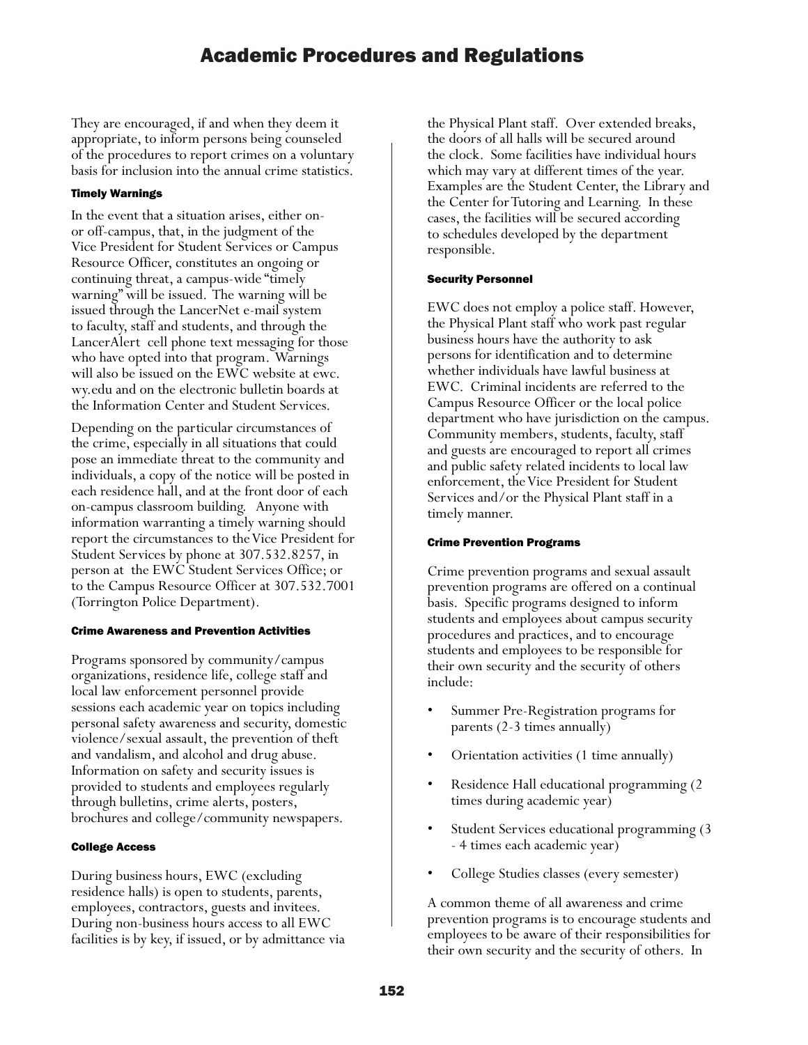They are encouraged, if and when they deem it appropriate, to inform persons being counseled of the procedures to report crimes on a voluntary basis for inclusion into the annual crime statistics.

#### Timely Warnings

In the event that a situation arises, either on- or off-campus, that, in the judgment of the Vice President for Student Services or Campus Resource Officer, constitutes an ongoing or continuing threat, a campus-wide "timely warning" will be issued. The warning will be issued through the LancerNet e-mail system to faculty, staff and students, and through the LancerAlert cell phone text messaging for those who have opted into that program. Warnings will also be issued on the EWC website at ewc.wy.edu and on the electronic bulletin boards at the Information Center and Student Services.

Depending on the particular circumstances of the crime, especially in all situations that could pose an immediate threat to the community and individuals, a copy of the notice will be posted in each residence hall, and at the front door of each on-campus classroom building. Anyone with information warranting a timely warning should report the circumstances to the Vice President for Student Services by phone at 307.532.8257, in person at the EWC Student Services Office; or to the Campus Resource Officer at 307.532.7001 (Torrington Police Department).

#### Crime Awareness and Prevention Activities

Programs sponsored by community/campus organizations, residence life, college staff and local law enforcement personnel provide sessions each academic year on topics including personal safety awareness and security, domestic violence/sexual assault, the prevention of theft and vandalism, and alcohol and drug abuse. Information on safety and security issues is provided to students and employees regularly through bulletins, crime alerts, posters, brochures and college/community newspapers.

#### College Access

During business hours, EWC (excluding residence halls) is open to students, parents, employees, contractors, guests and invitees. During non-business hours access to all EWC facilities is by key, if issued, or by admittance via the Physical Plant staff. Over extended breaks, the doors of all halls will be secured around the clock. Some facilities have individual hours which may vary at different times of the year. Examples are the Student Center, the Library and the Center for Tutoring and Learning. In these cases, the facilities will be secured according to schedules developed by the department responsible.

#### Security Personnel

EWC does not employ a police staff. However, the Physical Plant staff who work past regular business hours have the authority to ask persons for identification and to determine whether individuals have lawful business at EWC. Criminal incidents are referred to the Campus Resource Officer or the local police department who have jurisdiction on the campus. Community members, students, faculty, staff and guests are encouraged to report all crimes and public safety related incidents to local law enforcement, the Vice President for Student Services and/or the Physical Plant staff in a timely manner.

#### Crime Prevention Programs

Crime prevention programs and sexual assault prevention programs are offered on a continual basis. Specific programs designed to inform students and employees about campus security procedures and practices, and to encourage students and employees to be responsible for their own security and the security of others include:

- Summer Pre-Registration programs for parents (2-3 times annually)
- Orientation activities (1 time annually)
- Residence Hall educational programming (2 times during academic year)
- Student Services educational programming (3 - 4 times each academic year)
- College Studies classes (every semester)

A common theme of all awareness and crime prevention programs is to encourage students and employees to be aware of their responsibilities for their own security and the security of others. In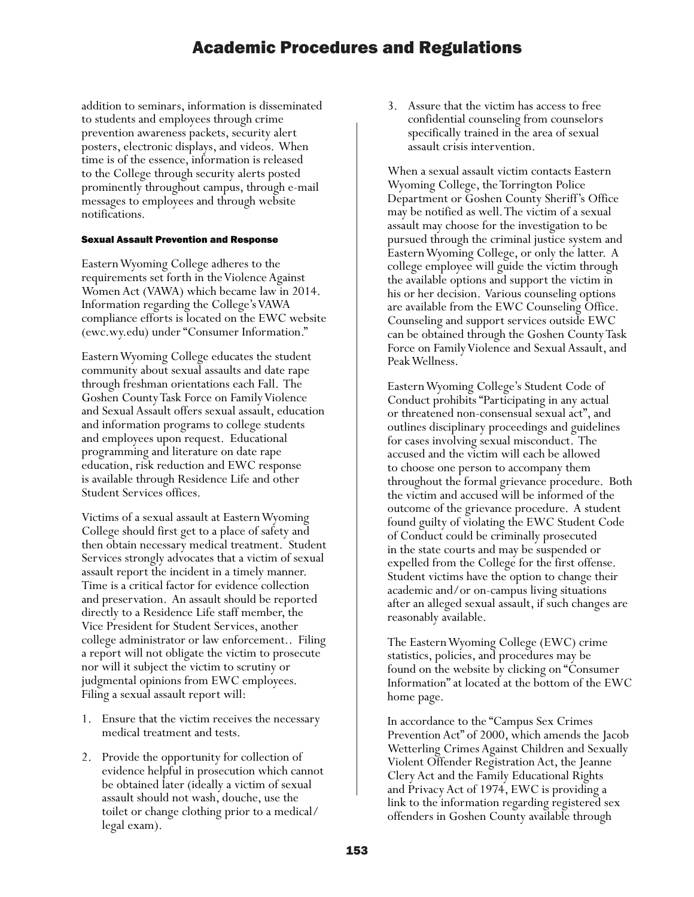addition to seminars, information is disseminated to students and employees through crime prevention awareness packets, security alert posters, electronic displays, and videos. When time is of the essence, information is released to the College through security alerts posted prominently throughout campus, through e-mail messages to employees and through website notifications.

#### Sexual Assault Prevention and Response

Eastern Wyoming College adheres to the requirements set forth in the Violence Against Women Act (VAWA) which became law in 2014. Information regarding the College's VAWA compliance efforts is located on the EWC website (ewc.wy.edu) under "Consumer Information."

Eastern Wyoming College educates the student community about sexual assaults and date rape through freshman orientations each Fall. The Goshen County Task Force on Family Violence and Sexual Assault offers sexual assault, education and information programs to college students and employees upon request. Educational programming and literature on date rape education, risk reduction and EWC response is available through Residence Life and other Student Services offices.

Victims of a sexual assault at Eastern Wyoming College should first get to a place of safety and then obtain necessary medical treatment. Student Services strongly advocates that a victim of sexual assault report the incident in a timely manner. Time is a critical factor for evidence collection and preservation. An assault should be reported directly to a Residence Life staff member, the Vice President for Student Services, another college administrator or law enforcement.. Filing a report will not obligate the victim to prosecute nor will it subject the victim to scrutiny or judgmental opinions from EWC employees. Filing a sexual assault report will:

1. Ensure that the victim receives the necessary medical treatment and tests.
2. Provide the opportunity for collection of evidence helpful in prosecution which cannot be obtained later (ideally a victim of sexual assault should not wash, douche, use the toilet or change clothing prior to a medical/ legal exam).
3. Assure that the victim has access to free confidential counseling from counselors specifically trained in the area of sexual assault crisis intervention.

When a sexual assault victim contacts Eastern Wyoming College, the Torrington Police Department or Goshen County Sheriff's Office may be notified as well. The victim of a sexual assault may choose for the investigation to be pursued through the criminal justice system and Eastern Wyoming College, or only the latter. A college employee will guide the victim through the available options and support the victim in his or her decision. Various counseling options are available from the EWC Counseling Office. Counseling and support services outside EWC can be obtained through the Goshen County Task Force on Family Violence and Sexual Assault, and Peak Wellness.

Eastern Wyoming College's Student Code of Conduct prohibits "Participating in any actual or threatened non-consensual sexual act", and outlines disciplinary proceedings and guidelines for cases involving sexual misconduct. The accused and the victim will each be allowed to choose one person to accompany them throughout the formal grievance procedure. Both the victim and accused will be informed of the outcome of the grievance procedure. A student found guilty of violating the EWC Student Code of Conduct could be criminally prosecuted in the state courts and may be suspended or expelled from the College for the first offense. Student victims have the option to change their academic and/or on-campus living situations after an alleged sexual assault, if such changes are reasonably available.

The Eastern Wyoming College (EWC) crime statistics, policies, and procedures may be found on the website by clicking on "Consumer Information" at located at the bottom of the EWC home page.

In accordance to the "Campus Sex Crimes Prevention Act" of 2000, which amends the Jacob Wetterling Crimes Against Children and Sexually Violent Offender Registration Act, the Jeanne Clery Act and the Family Educational Rights and Privacy Act of 1974, EWC is providing a link to the information regarding registered sex offenders in Goshen County available through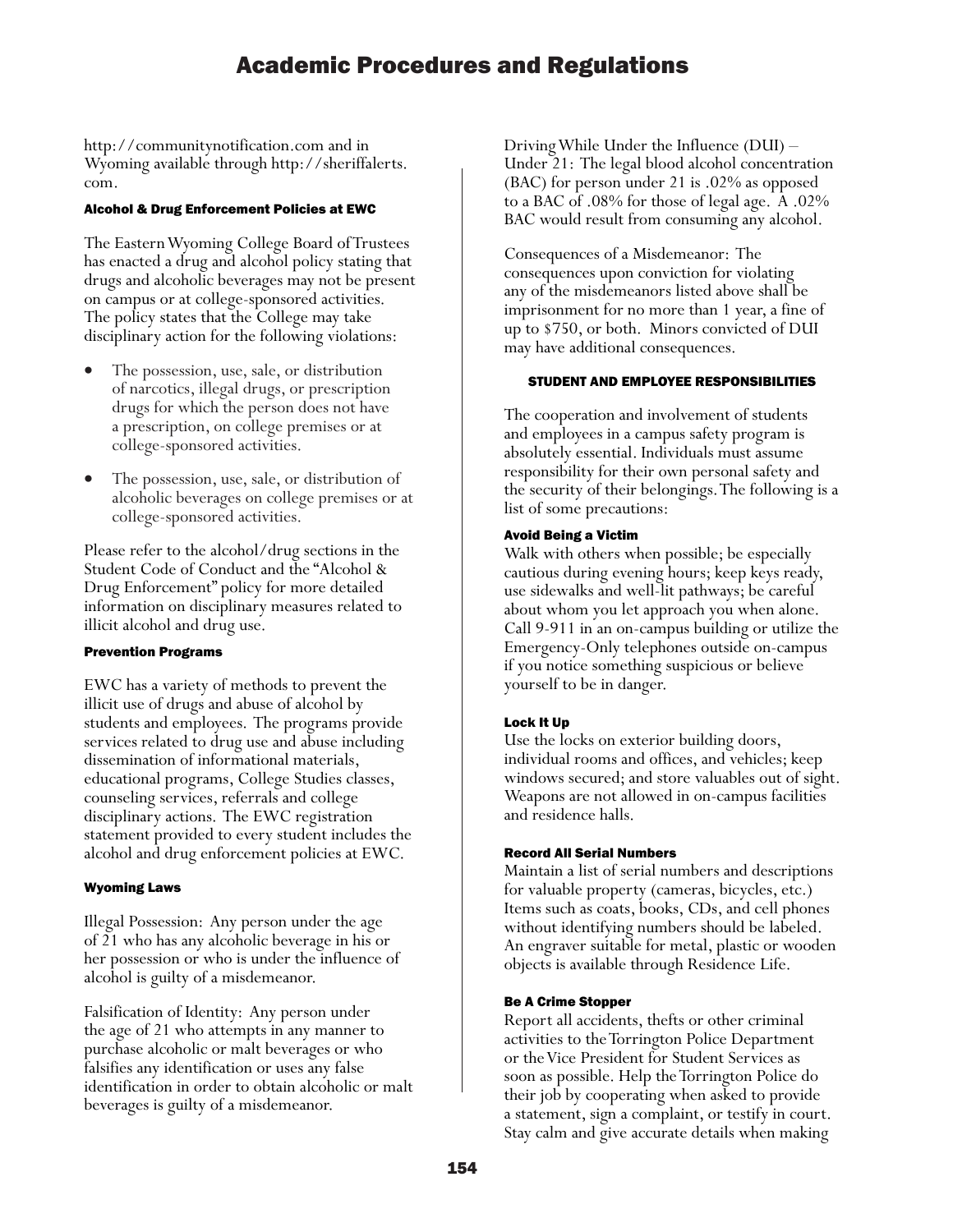http://communitynotification.com and in Wyoming available through http://sheriffalerts.com.

### Alcohol & Drug Enforcement Policies at EWC

The Eastern Wyoming College Board of Trustees has enacted a drug and alcohol policy stating that drugs and alcoholic beverages may not be present on campus or at college-sponsored activities. The policy states that the College may take disciplinary action for the following violations:

- The possession, use, sale, or distribution of narcotics, illegal drugs, or prescription drugs for which the person does not have a prescription, on college premises or at college-sponsored activities.
- The possession, use, sale, or distribution of alcoholic beverages on college premises or at college-sponsored activities.

Please refer to the alcohol/drug sections in the Student Code of Conduct and the "Alcohol & Drug Enforcement" policy for more detailed information on disciplinary measures related to illicit alcohol and drug use.

### Prevention Programs

EWC has a variety of methods to prevent the illicit use of drugs and abuse of alcohol by students and employees. The programs provide services related to drug use and abuse including dissemination of informational materials, educational programs, College Studies classes, counseling services, referrals and college disciplinary actions. The EWC registration statement provided to every student includes the alcohol and drug enforcement policies at EWC.

### Wyoming Laws

Illegal Possession: Any person under the age of 21 who has any alcoholic beverage in his or her possession or who is under the influence of alcohol is guilty of a misdemeanor.

Falsification of Identity: Any person under the age of 21 who attempts in any manner to purchase alcoholic or malt beverages or who falsifies any identification or uses any false identification in order to obtain alcoholic or malt beverages is guilty of a misdemeanor.

Driving While Under the Influence (DUI) – Under 21: The legal blood alcohol concentration (BAC) for person under 21 is .02% as opposed to a BAC of .08% for those of legal age. A .02% BAC would result from consuming any alcohol.

Consequences of a Misdemeanor: The consequences upon conviction for violating any of the misdemeanors listed above shall be imprisonment for no more than 1 year, a fine of up to $750, or both. Minors convicted of DUI may have additional consequences.

## STUDENT AND EMPLOYEE RESPONSIBILITIES

The cooperation and involvement of students and employees in a campus safety program is absolutely essential. Individuals must assume responsibility for their own personal safety and the security of their belongings. The following is a list of some precautions:

### Avoid Being a Victim

Walk with others when possible; be especially cautious during evening hours; keep keys ready, use sidewalks and well-lit pathways; be careful about whom you let approach you when alone. Call 9-911 in an on-campus building or utilize the Emergency-Only telephones outside on-campus if you notice something suspicious or believe yourself to be in danger.

### Lock It Up

Use the locks on exterior building doors, individual rooms and offices, and vehicles; keep windows secured; and store valuables out of sight. Weapons are not allowed in on-campus facilities and residence halls.

### Record All Serial Numbers

Maintain a list of serial numbers and descriptions for valuable property (cameras, bicycles, etc.) Items such as coats, books, CDs, and cell phones without identifying numbers should be labeled. An engraver suitable for metal, plastic or wooden objects is available through Residence Life.

### Be A Crime Stopper

Report all accidents, thefts or other criminal activities to the Torrington Police Department or the Vice President for Student Services as soon as possible. Help the Torrington Police do their job by cooperating when asked to provide a statement, sign a complaint, or testify in court. Stay calm and give accurate details when making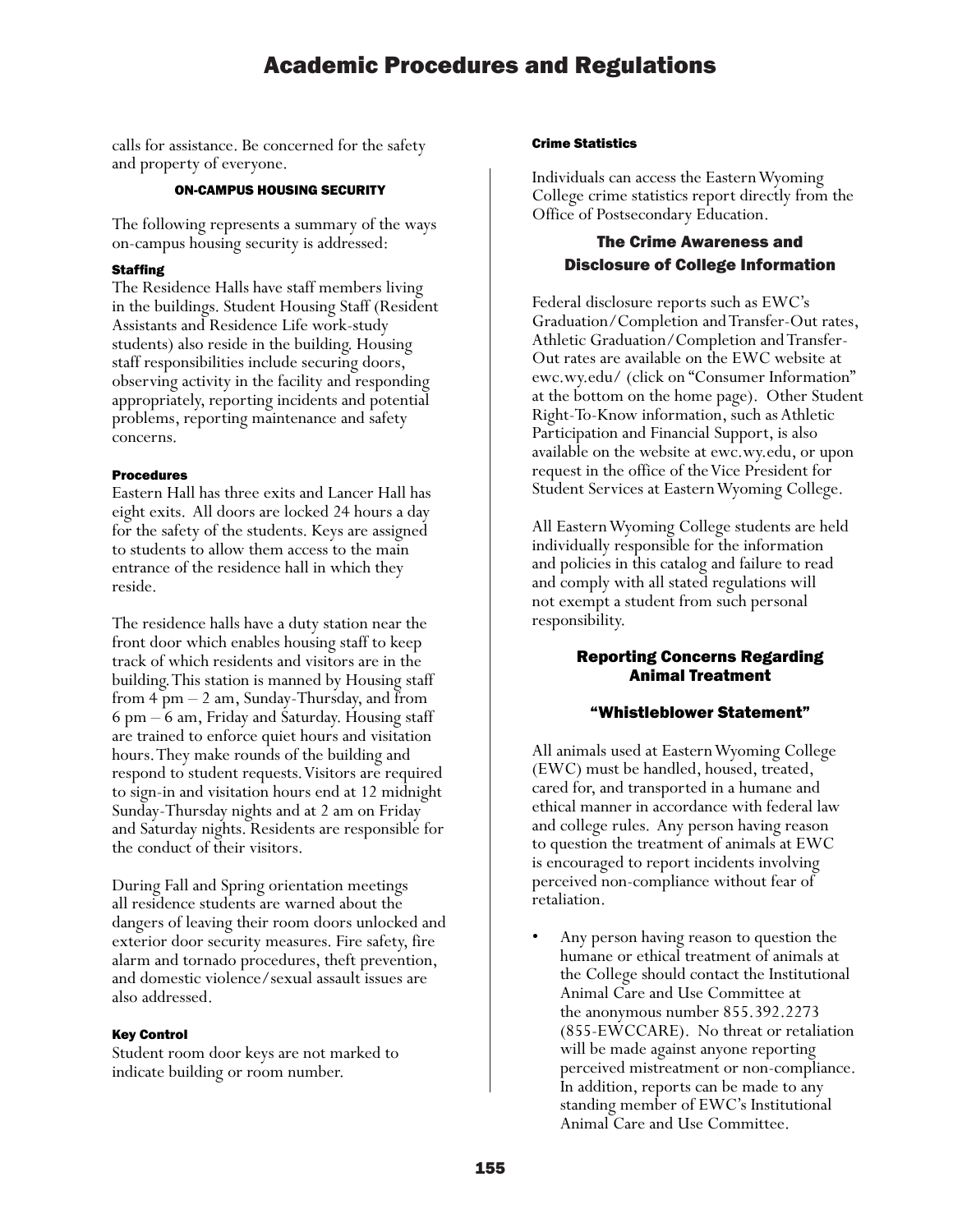calls for assistance. Be concerned for the safety and property of everyone.

## ON-CAMPUS HOUSING SECURITY

The following represents a summary of the ways on-campus housing security is addressed:

### Staffing

The Residence Halls have staff members living in the buildings. Student Housing Staff (Resident Assistants and Residence Life work-study students) also reside in the building. Housing staff responsibilities include securing doors, observing activity in the facility and responding appropriately, reporting incidents and potential problems, reporting maintenance and safety concerns.

### Procedures

Eastern Hall has three exits and Lancer Hall has eight exits. All doors are locked 24 hours a day for the safety of the students. Keys are assigned to students to allow them access to the main entrance of the residence hall in which they reside.

The residence halls have a duty station near the front door which enables housing staff to keep track of which residents and visitors are in the building. This station is manned by Housing staff from 4 pm – 2 am, Sunday-Thursday, and from 6 pm – 6 am, Friday and Saturday. Housing staff are trained to enforce quiet hours and visitation hours. They make rounds of the building and respond to student requests. Visitors are required to sign-in and visitation hours end at 12 midnight Sunday-Thursday nights and at 2 am on Friday and Saturday nights. Residents are responsible for the conduct of their visitors.

During Fall and Spring orientation meetings all residence students are warned about the dangers of leaving their room doors unlocked and exterior door security measures. Fire safety, fire alarm and tornado procedures, theft prevention, and domestic violence/sexual assault issues are also addressed.

### Key Control

Student room door keys are not marked to indicate building or room number.

### Crime Statistics

Individuals can access the Eastern Wyoming College crime statistics report directly from the Office of Postsecondary Education.

## The Crime Awareness and Disclosure of College Information

Federal disclosure reports such as EWC's Graduation/Completion and Transfer-Out rates, Athletic Graduation/Completion and Transfer-Out rates are available on the EWC website at ewc.wy.edu/ (click on "Consumer Information" at the bottom on the home page). Other Student Right-To-Know information, such as Athletic Participation and Financial Support, is also available on the website at ewc.wy.edu, or upon request in the office of the Vice President for Student Services at Eastern Wyoming College.

All Eastern Wyoming College students are held individually responsible for the information and policies in this catalog and failure to read and comply with all stated regulations will not exempt a student from such personal responsibility.

## Reporting Concerns Regarding Animal Treatment

## "Whistleblower Statement"

All animals used at Eastern Wyoming College (EWC) must be handled, housed, treated, cared for, and transported in a humane and ethical manner in accordance with federal law and college rules. Any person having reason to question the treatment of animals at EWC is encouraged to report incidents involving perceived non-compliance without fear of retaliation.

- Any person having reason to question the humane or ethical treatment of animals at the College should contact the Institutional Animal Care and Use Committee at the anonymous number 855.392.2273 (855-EWCCARE). No threat or retaliation will be made against anyone reporting perceived mistreatment or non-compliance. In addition, reports can be made to any standing member of EWC's Institutional Animal Care and Use Committee.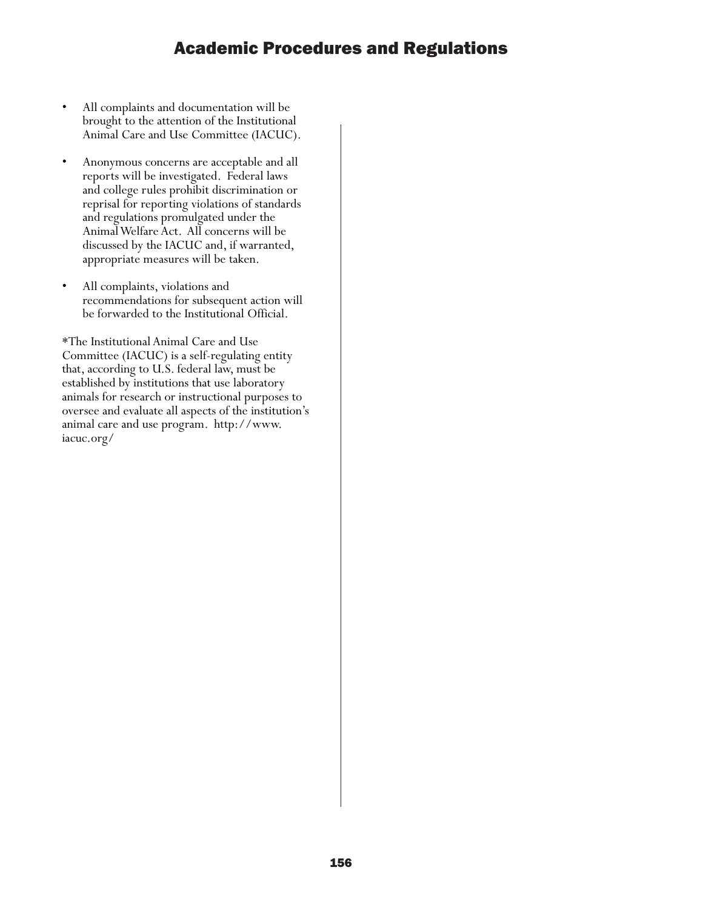- All complaints and documentation will be brought to the attention of the Institutional Animal Care and Use Committee (IACUC).
- Anonymous concerns are acceptable and all reports will be investigated. Federal laws and college rules prohibit discrimination or reprisal for reporting violations of standards and regulations promulgated under the Animal Welfare Act. All concerns will be discussed by the IACUC and, if warranted, appropriate measures will be taken.
- All complaints, violations and recommendations for subsequent action will be forwarded to the Institutional Official.

*The Institutional Animal Care and Use Committee (IACUC) is a self-regulating entity that, according to U.S. federal law, must be established by institutions that use laboratory animals for research or instructional purposes to oversee and evaluate all aspects of the institution's animal care and use program. http://www.iacuc.org/